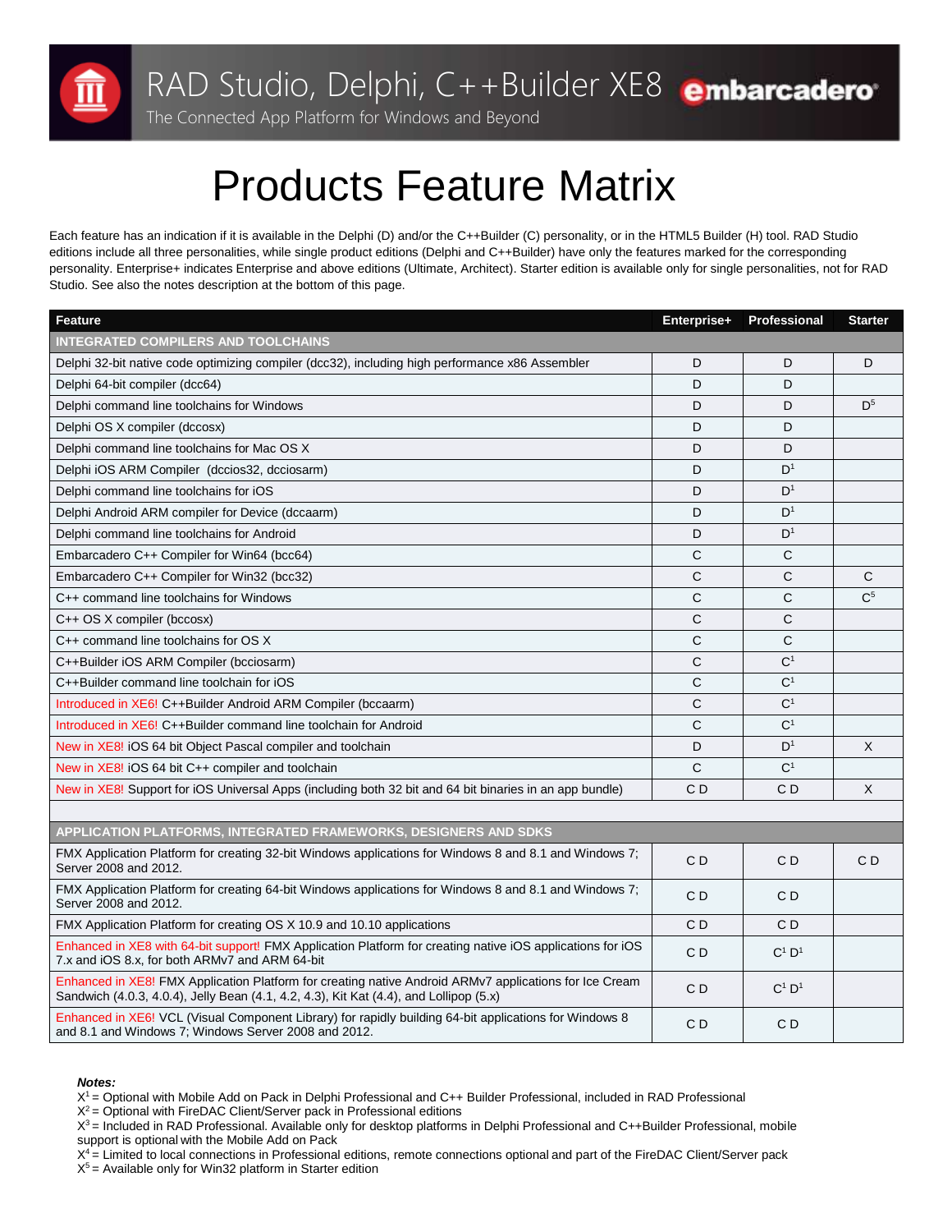RAD Studio, Delphi, C++Builder XE8

The Connected App Platform for Windows and Beyond

# Products Feature Matrix

Each feature has an indication if it is available in the Delphi (D) and/or the C++Builder (C) personality, or in the HTML5 Builder (H) tool. RAD Studio editions include all three personalities, while single product editions (Delphi and C++Builder) have only the features marked for the corresponding personality. Enterprise+ indicates Enterprise and above editions (Ultimate, Architect). Starter edition is available only for single personalities, not for RAD Studio. See also the notes description at the bottom of this page.

| Feature | Enterprise+ | Professional | Starter |
|---|---|---|---|
| **INTEGRATED COMPILERS AND TOOLCHAINS** | | | |
| Delphi 32-bit native code optimizing compiler (dcc32), including high performance x86 Assembler | D | D | D |
| Delphi 64-bit compiler (dcc64) | D | D | |
| Delphi command line toolchains for Windows | D | D | D[5] |
| Delphi OS X compiler (dccosx) | D | D | |
| Delphi command line toolchains for Mac OS X | D | D | |
| Delphi iOS ARM Compiler (dccios32, dcciosarm) | D | D[1] | |
| Delphi command line toolchains for iOS | D | D[1] | |
| Delphi Android ARM compiler for Device (dccaarm) | D | D[1] | |
| Delphi command line toolchains for Android | D | D[1] | |
| Embarcadero C++ Compiler for Win64 (bcc64) | C | C | |
| Embarcadero C++ Compiler for Win32 (bcc32) | C | C | C |
| C++ command line toolchains for Windows | C | C | C[5] |
| C++ OS X compiler (bccosx) | C | C | |
| C++ command line toolchains for OS X | C | C | |
| C++Builder iOS ARM Compiler (bcciosarm) | C | C[1] | |
| C++Builder command line toolchain for iOS | C | C[1] | |
| Introduced in XE6! C++Builder Android ARM Compiler (bccaarm) | C | C[1] | |
| Introduced in XE6! C++Builder command line toolchain for Android | C | C[1] | |
| New in XE8! iOS 64 bit Object Pascal compiler and toolchain | D | D[1] | X |
| New in XE8! iOS 64 bit C++ compiler and toolchain | C | C[1] | |
| New in XE8! Support for iOS Universal Apps (including both 32 bit and 64 bit binaries in an app bundle) | C D | C D | X |
| | | | |
| **APPLICATION PLATFORMS, INTEGRATED FRAMEWORKS, DESIGNERS AND SDKS** | | | |
| FMX Application Platform for creating 32-bit Windows applications for Windows 8 and 8.1 and Windows 7; Server 2008 and 2012. | C D | C D | C D |
| FMX Application Platform for creating 64-bit Windows applications for Windows 8 and 8.1 and Windows 7; Server 2008 and 2012. | C D | C D | |
| FMX Application Platform for creating OS X 10.9 and 10.10 applications | C D | C D | |
| Enhanced in XE8 with 64-bit support! FMX Application Platform for creating native iOS applications for iOS 7.x and iOS 8.x, for both ARMv7 and ARM 64-bit | C D | C[1] D[1] | |
| Enhanced in XE8! FMX Application Platform for creating native Android ARMv7 applications for Ice Cream Sandwich (4.0.3, 4.0.4), Jelly Bean (4.1, 4.2, 4.3), Kit Kat (4.4), and Lollipop (5.x) | C D | C[1] D[1] | |
| Enhanced in XE6! VCL (Visual Component Library) for rapidly building 64-bit applications for Windows 8 and 8.1 and Windows 7; Windows Server 2008 and 2012. | C D | C D | |

***Notes:***

X[1] = Optional with Mobile Add on Pack in Delphi Professional and C++ Builder Professional, included in RAD Professional
X[2] = Optional with FireDAC Client/Server pack in Professional editions
X[3] = Included in RAD Professional. Available only for desktop platforms in Delphi Professional and C++Builder Professional, mobile support is optional with the Mobile Add on Pack
X[4] = Limited to local connections in Professional editions, remote connections optional and part of the FireDAC Client/Server pack
X[5] = Available only for Win32 platform in Starter edition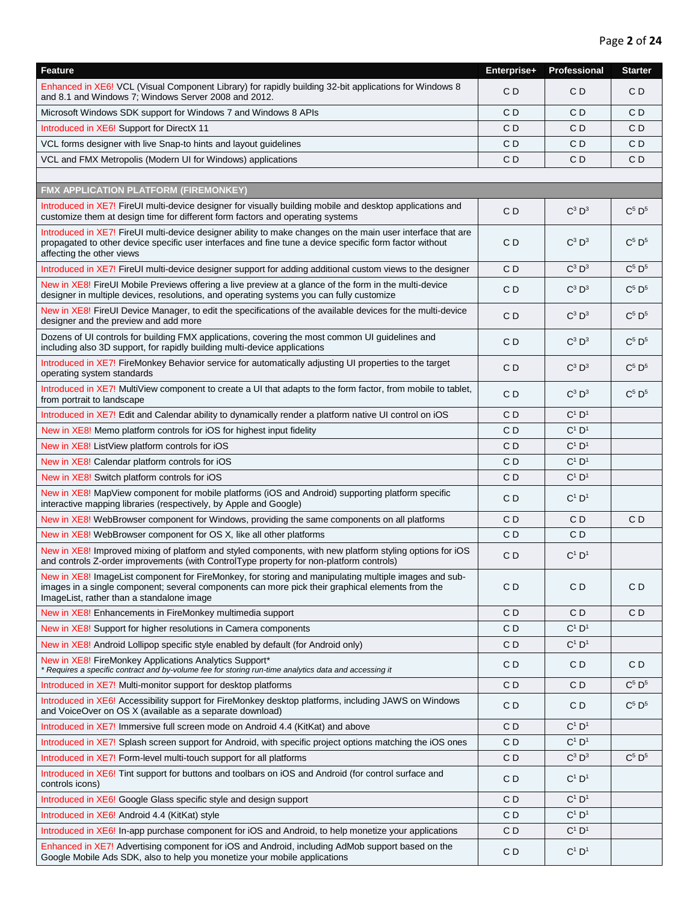| Feature | Enterprise+ | Professional | Starter |
|---|---|---|---|
| Enhanced in XE6! VCL (Visual Component Library) for rapidly building 32-bit applications for Windows 8 and 8.1 and Windows 7; Windows Server 2008 and 2012. | C D | C D | C D |
| Microsoft Windows SDK support for Windows 7 and Windows 8 APIs | C D | C D | C D |
| Introduced in XE6! Support for DirectX 11 | C D | C D | C D |
| VCL forms designer with live Snap-to hints and layout guidelines | C D | C D | C D |
| VCL and FMX Metropolis (Modern UI for Windows) applications | C D | C D | C D |
| | | | |
| **FMX APPLICATION PLATFORM (FIREMONKEY)** | | | |
| Introduced in XE7! FireUI multi-device designer for visually building mobile and desktop applications and customize them at design time for different form factors and operating systems | C D | C[3] D[3] | C[5] D[5] |
| Introduced in XE7! FireUI multi-device designer ability to make changes on the main user interface that are propagated to other device specific user interfaces and fine tune a device specific form factor without affecting the other views | C D | C[3] D[3] | C[5] D[5] |
| Introduced in XE7! FireUI multi-device designer support for adding additional custom views to the designer | C D | C[3] D[3] | C[5] D[5] |
| New in XE8! FireUI Mobile Previews offering a live preview at a glance of the form in the multi-device designer in multiple devices, resolutions, and operating systems you can fully customize | C D | C[3] D[3] | C[5] D[5] |
| New in XE8! FireUI Device Manager, to edit the specifications of the available devices for the multi-device designer and the preview and add more | C D | C[3] D[3] | C[5] D[5] |
| Dozens of UI controls for building FMX applications, covering the most common UI guidelines and including also 3D support, for rapidly building multi-device applications | C D | C[3] D[3] | C[5] D[5] |
| Introduced in XE7! FireMonkey Behavior service for automatically adjusting UI properties to the target operating system standards | C D | C[3] D[3] | C[5] D[5] |
| Introduced in XE7! MultiView component to create a UI that adapts to the form factor, from mobile to tablet, from portrait to landscape | C D | C[3] D[3] | C[5] D[5] |
| Introduced in XE7! Edit and Calendar ability to dynamically render a platform native UI control on iOS | C D | C[1] D[1] | |
| New in XE8! Memo platform controls for iOS for highest input fidelity | C D | C[1] D[1] | |
| New in XE8! ListView platform controls for iOS | C D | C[1] D[1] | |
| New in XE8! Calendar platform controls for iOS | C D | C[1] D[1] | |
| New in XE8! Switch platform controls for iOS | C D | C[1] D[1] | |
| New in XE8! MapView component for mobile platforms (iOS and Android) supporting platform specific interactive mapping libraries (respectively, by Apple and Google) | C D | C[1] D[1] | |
| New in XE8! WebBrowser component for Windows, providing the same components on all platforms | C D | C D | C D |
| New in XE8! WebBrowser component for OS X, like all other platforms | C D | C D | |
| New in XE8! Improved mixing of platform and styled components, with new platform styling options for iOS and controls Z-order improvements (with ControlType property for non-platform controls) | C D | C[1] D[1] | |
| New in XE8! ImageList component for FireMonkey, for storing and manipulating multiple images and sub-images in a single component; several components can more pick their graphical elements from the ImageList, rather than a standalone image | C D | C D | C D |
| New in XE8! Enhancements in FireMonkey multimedia support | C D | C D | C D |
| New in XE8! Support for higher resolutions in Camera components | C D | C[1] D[1] | |
| New in XE8! Android Lollipop specific style enabled by default (for Android only) | C D | C[1] D[1] | |
| New in XE8! FireMonkey Applications Analytics Support* <br>*\* Requires a specific contract and by-volume fee for storing run-time analytics data and accessing it* | C D | C D | C D |
| Introduced in XE7! Multi-monitor support for desktop platforms | C D | C D | C[5] D[5] |
| Introduced in XE6! Accessibility support for FireMonkey desktop platforms, including JAWS on Windows and VoiceOver on OS X (available as a separate download) | C D | C D | C[5] D[5] |
| Introduced in XE7! Immersive full screen mode on Android 4.4 (KitKat) and above | C D | C[1] D[1] | |
| Introduced in XE7! Splash screen support for Android, with specific project options matching the iOS ones | C D | C[1] D[1] | |
| Introduced in XE7! Form-level multi-touch support for all platforms | C D | C[3] D[3] | C[5] D[5] |
| Introduced in XE6! Tint support for buttons and toolbars on iOS and Android (for control surface and controls icons) | C D | C[1] D[1] | |
| Introduced in XE6! Google Glass specific style and design support | C D | C[1] D[1] | |
| Introduced in XE6! Android 4.4 (KitKat) style | C D | C[1] D[1] | |
| Introduced in XE6! In-app purchase component for iOS and Android, to help monetize your applications | C D | C[1] D[1] | |
| Enhanced in XE7! Advertising component for iOS and Android, including AdMob support based on the Google Mobile Ads SDK, also to help you monetize your mobile applications | C D | C[1] D[1] | |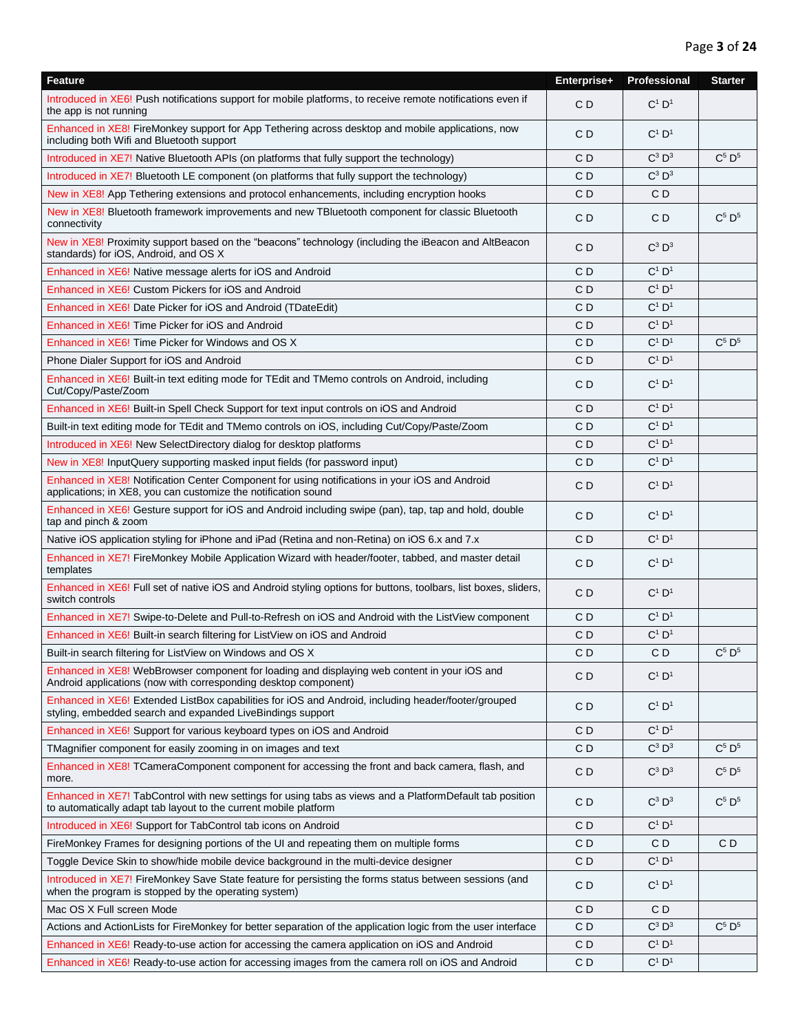| Feature | Enterprise+ | Professional | Starter |
|---|---|---|---|
| Introduced in XE6! Push notifications support for mobile platforms, to receive remote notifications even if the app is not running | C D | C[1] D[1] | |
| Enhanced in XE8! FireMonkey support for App Tethering across desktop and mobile applications, now including both Wifi and Bluetooth support | C D | C[1] D[1] | |
| Introduced in XE7! Native Bluetooth APIs (on platforms that fully support the technology) | C D | C[3] D[3] | C[5] D[5] |
| Introduced in XE7! Bluetooth LE component (on platforms that fully support the technology) | C D | C[3] D[3] | |
| New in XE8! App Tethering extensions and protocol enhancements, including encryption hooks | C D | C D | |
| New in XE8! Bluetooth framework improvements and new TBluetooth component for classic Bluetooth connectivity | C D | C D | C[5] D[5] |
| New in XE8! Proximity support based on the “beacons” technology (including the iBeacon and AltBeacon standards) for iOS, Android, and OS X | C D | C[3] D[3] | |
| Enhanced in XE6! Native message alerts for iOS and Android | C D | C[1] D[1] | |
| Enhanced in XE6! Custom Pickers for iOS and Android | C D | C[1] D[1] | |
| Enhanced in XE6! Date Picker for iOS and Android (TDateEdit) | C D | C[1] D[1] | |
| Enhanced in XE6! Time Picker for iOS and Android | C D | C[1] D[1] | |
| Enhanced in XE6! Time Picker for Windows and OS X | C D | C[1] D[1] | C[5] D[5] |
| Phone Dialer Support for iOS and Android | C D | C[1] D[1] | |
| Enhanced in XE6! Built-in text editing mode for TEdit and TMemo controls on Android, including Cut/Copy/Paste/Zoom | C D | C[1] D[1] | |
| Enhanced in XE6! Built-in Spell Check Support for text input controls on iOS and Android | C D | C[1] D[1] | |
| Built-in text editing mode for TEdit and TMemo controls on iOS, including Cut/Copy/Paste/Zoom | C D | C[1] D[1] | |
| Introduced in XE6! New SelectDirectory dialog for desktop platforms | C D | C[1] D[1] | |
| New in XE8! InputQuery supporting masked input fields (for password input) | C D | C[1] D[1] | |
| Enhanced in XE8! Notification Center Component for using notifications in your iOS and Android applications; in XE8, you can customize the notification sound | C D | C[1] D[1] | |
| Enhanced in XE6! Gesture support for iOS and Android including swipe (pan), tap, tap and hold, double tap and pinch & zoom | C D | C[1] D[1] | |
| Native iOS application styling for iPhone and iPad (Retina and non-Retina) on iOS 6.x and 7.x | C D | C[1] D[1] | |
| Enhanced in XE7! FireMonkey Mobile Application Wizard with header/footer, tabbed, and master detail templates | C D | C[1] D[1] | |
| Enhanced in XE6! Full set of native iOS and Android styling options for buttons, toolbars, list boxes, sliders, switch controls | C D | C[1] D[1] | |
| Enhanced in XE7! Swipe-to-Delete and Pull-to-Refresh on iOS and Android with the ListView component | C D | C[1] D[1] | |
| Enhanced in XE6! Built-in search filtering for ListView on iOS and Android | C D | C[1] D[1] | |
| Built-in search filtering for ListView on Windows and OS X | C D | C D | C[5] D[5] |
| Enhanced in XE8! WebBrowser component for loading and displaying web content in your iOS and Android applications (now with corresponding desktop component) | C D | C[1] D[1] | |
| Enhanced in XE6! Extended ListBox capabilities for iOS and Android, including header/footer/grouped styling, embedded search and expanded LiveBindings support | C D | C[1] D[1] | |
| Enhanced in XE6! Support for various keyboard types on iOS and Android | C D | C[1] D[1] | |
| TMagnifier component for easily zooming in on images and text | C D | C[3] D[3] | C[5] D[5] |
| Enhanced in XE8! TCameraComponent component for accessing the front and back camera, flash, and more. | C D | C[3] D[3] | C[5] D[5] |
| Enhanced in XE7! TabControl with new settings for using tabs as views and a PlatformDefault tab position to automatically adapt tab layout to the current mobile platform | C D | C[3] D[3] | C[5] D[5] |
| Introduced in XE6! Support for TabControl tab icons on Android | C D | C[1] D[1] | |
| FireMonkey Frames for designing portions of the UI and repeating them on multiple forms | C D | C D | C D |
| Toggle Device Skin to show/hide mobile device background in the multi-device designer | C D | C[1] D[1] | |
| Introduced in XE7! FireMonkey Save State feature for persisting the forms status between sessions (and when the program is stopped by the operating system) | C D | C[1] D[1] | |
| Mac OS X Full screen Mode | C D | C D | |
| Actions and ActionLists for FireMonkey for better separation of the application logic from the user interface | C D | C[3] D[3] | C[5] D[5] |
| Enhanced in XE6! Ready-to-use action for accessing the camera application on iOS and Android | C D | C[1] D[1] | |
| Enhanced in XE6! Ready-to-use action for accessing images from the camera roll on iOS and Android | C D | C[1] D[1] | |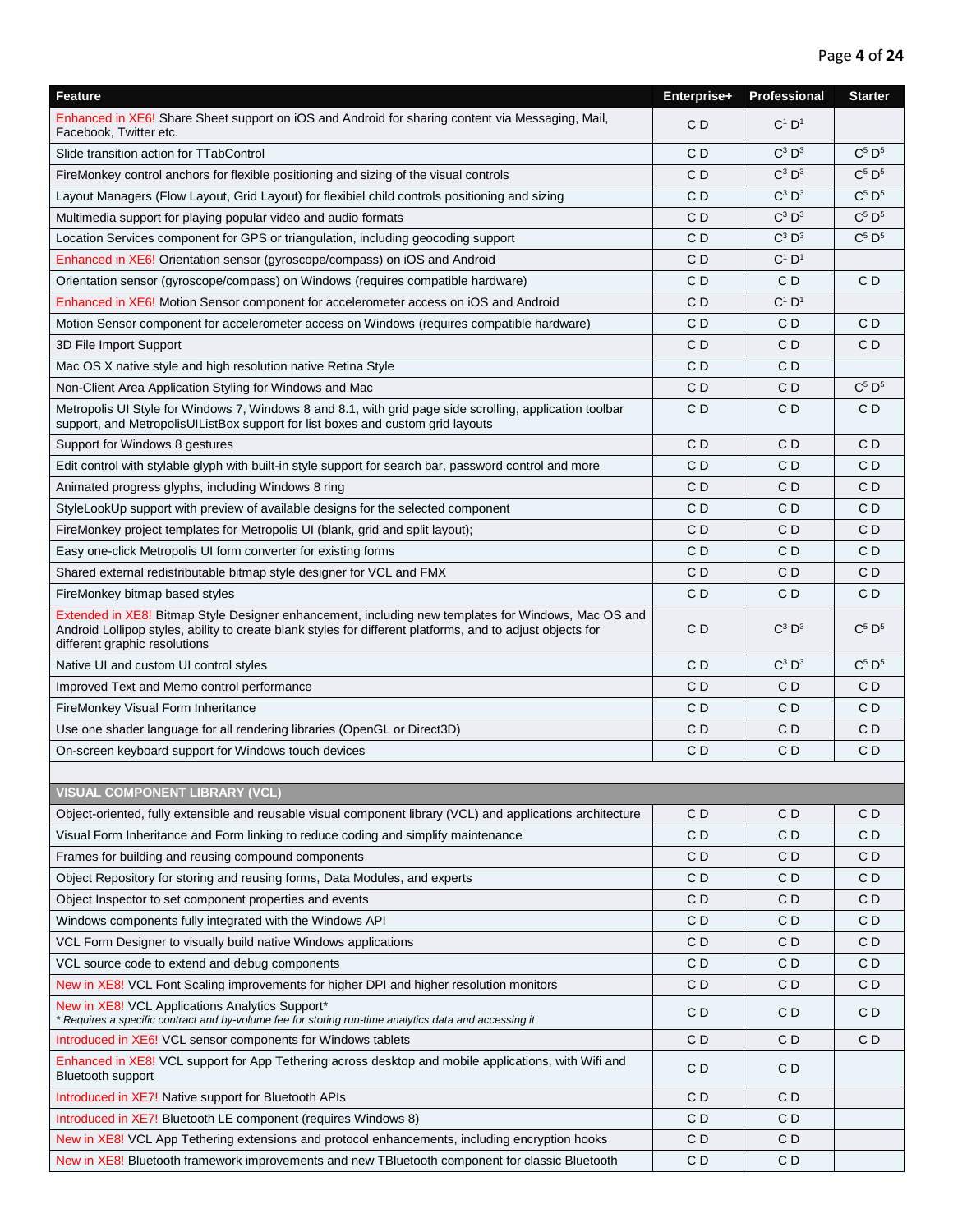| Feature | Enterprise+ | Professional | Starter |
|---|---|---|---|
| Enhanced in XE6! Share Sheet support on iOS and Android for sharing content via Messaging, Mail, Facebook, Twitter etc. | C D | C[1] D[1] | |
| Slide transition action for TTabControl | C D | C[3] D[3] | C[5] D[5] |
| FireMonkey control anchors for flexible positioning and sizing of the visual controls | C D | C[3] D[3] | C[5] D[5] |
| Layout Managers (Flow Layout, Grid Layout) for flexibiel child controls positioning and sizing | C D | C[3] D[3] | C[5] D[5] |
| Multimedia support for playing popular video and audio formats | C D | C[3] D[3] | C[5] D[5] |
| Location Services component for GPS or triangulation, including geocoding support | C D | C[3] D[3] | C[5] D[5] |
| Enhanced in XE6! Orientation sensor (gyroscope/compass) on iOS and Android | C D | C[1] D[1] | |
| Orientation sensor (gyroscope/compass) on Windows (requires compatible hardware) | C D | C D | C D |
| Enhanced in XE6! Motion Sensor component for accelerometer access on iOS and Android | C D | C[1] D[1] | |
| Motion Sensor component for accelerometer access on Windows (requires compatible hardware) | C D | C D | C D |
| 3D File Import Support | C D | C D | C D |
| Mac OS X native style and high resolution native Retina Style | C D | C D | |
| Non-Client Area Application Styling for Windows and Mac | C D | C D | C[5] D[5] |
| Metropolis UI Style for Windows 7, Windows 8 and 8.1, with grid page side scrolling, application toolbar support, and MetropolisUIListBox support for list boxes and custom grid layouts | C D | C D | C D |
| Support for Windows 8 gestures | C D | C D | C D |
| Edit control with stylable glyph with built-in style support for search bar, password control and more | C D | C D | C D |
| Animated progress glyphs, including Windows 8 ring | C D | C D | C D |
| StyleLookUp support with preview of available designs for the selected component | C D | C D | C D |
| FireMonkey project templates for Metropolis UI (blank, grid and split layout); | C D | C D | C D |
| Easy one-click Metropolis UI form converter for existing forms | C D | C D | C D |
| Shared external redistributable bitmap style designer for VCL and FMX | C D | C D | C D |
| FireMonkey bitmap based styles | C D | C D | C D |
| Extended in XE8! Bitmap Style Designer enhancement, including new templates for Windows, Mac OS and Android Lollipop styles, ability to create blank styles for different platforms, and to adjust objects for different graphic resolutions | C D | C[3] D[3] | C[5] D[5] |
| Native UI and custom UI control styles | C D | C[3] D[3] | C[5] D[5] |
| Improved Text and Memo control performance | C D | C D | C D |
| FireMonkey Visual Form Inheritance | C D | C D | C D |
| Use one shader language for all rendering libraries (OpenGL or Direct3D) | C D | C D | C D |
| On-screen keyboard support for Windows touch devices | C D | C D | C D |
| | | | |
| **VISUAL COMPONENT LIBRARY (VCL)** | | | |
| Object-oriented, fully extensible and reusable visual component library (VCL) and applications architecture | C D | C D | C D |
| Visual Form Inheritance and Form linking to reduce coding and simplify maintenance | C D | C D | C D |
| Frames for building and reusing compound components | C D | C D | C D |
| Object Repository for storing and reusing forms, Data Modules, and experts | C D | C D | C D |
| Object Inspector to set component properties and events | C D | C D | C D |
| Windows components fully integrated with the Windows API | C D | C D | C D |
| VCL Form Designer to visually build native Windows applications | C D | C D | C D |
| VCL source code to extend and debug components | C D | C D | C D |
| New in XE8! VCL Font Scaling improvements for higher DPI and higher resolution monitors | C D | C D | C D |
| New in XE8! VCL Applications Analytics Support* *\* Requires a specific contract and by-volume fee for storing run-time analytics data and accessing it* | C D | C D | C D |
| Introduced in XE6! VCL sensor components for Windows tablets | C D | C D | C D |
| Enhanced in XE8! VCL support for App Tethering across desktop and mobile applications, with Wifi and Bluetooth support | C D | C D | |
| Introduced in XE7! Native support for Bluetooth APIs | C D | C D | |
| Introduced in XE7! Bluetooth LE component (requires Windows 8) | C D | C D | |
| New in XE8! VCL App Tethering extensions and protocol enhancements, including encryption hooks | C D | C D | |
| New in XE8! Bluetooth framework improvements and new TBluetooth component for classic Bluetooth | C D | C D | |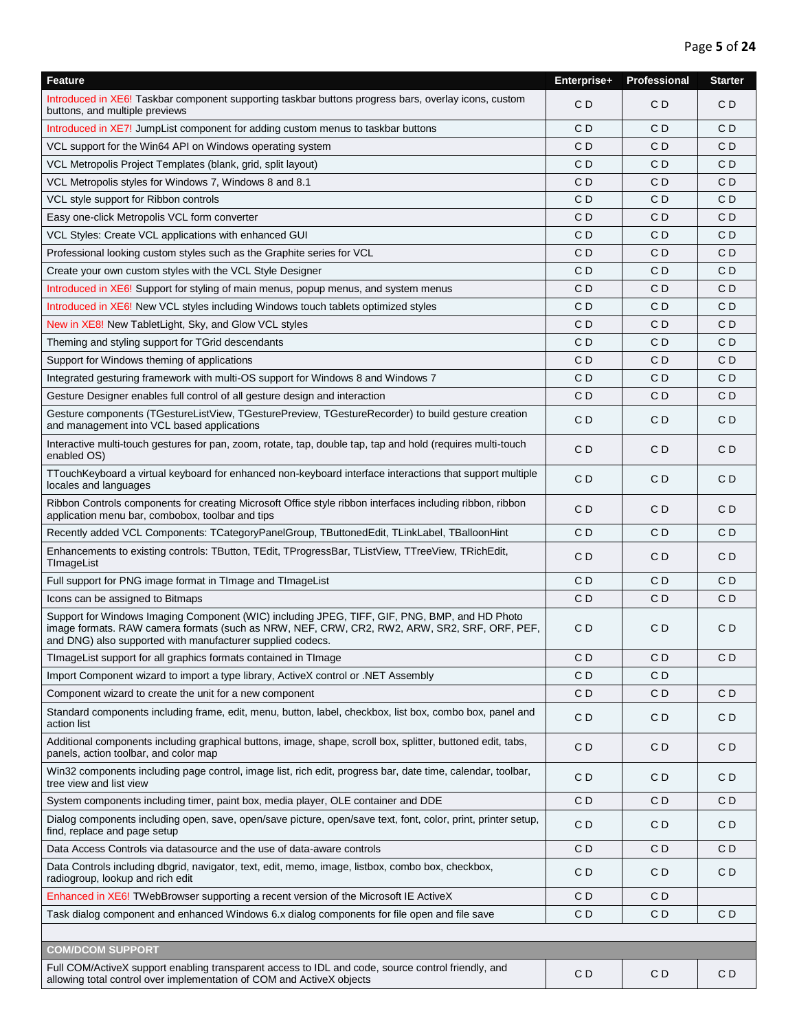| Feature | Enterprise+ | Professional | Starter |
|---|---|---|---|
| Introduced in XE6! Taskbar component supporting taskbar buttons progress bars, overlay icons, custom buttons, and multiple previews | C D | C D | C D |
| Introduced in XE7! JumpList component for adding custom menus to taskbar buttons | C D | C D | C D |
| VCL support for the Win64 API on Windows operating system | C D | C D | C D |
| VCL Metropolis Project Templates (blank, grid, split layout) | C D | C D | C D |
| VCL Metropolis styles for Windows 7, Windows 8 and 8.1 | C D | C D | C D |
| VCL style support for Ribbon controls | C D | C D | C D |
| Easy one-click Metropolis VCL form converter | C D | C D | C D |
| VCL Styles: Create VCL applications with enhanced GUI | C D | C D | C D |
| Professional looking custom styles such as the Graphite series for VCL | C D | C D | C D |
| Create your own custom styles with the VCL Style Designer | C D | C D | C D |
| Introduced in XE6! Support for styling of main menus, popup menus, and system menus | C D | C D | C D |
| Introduced in XE6! New VCL styles including Windows touch tablets optimized styles | C D | C D | C D |
| New in XE8! New TabletLight, Sky, and Glow VCL styles | C D | C D | C D |
| Theming and styling support for TGrid descendants | C D | C D | C D |
| Support for Windows theming of applications | C D | C D | C D |
| Integrated gesturing framework with multi-OS support for Windows 8 and Windows 7 | C D | C D | C D |
| Gesture Designer enables full control of all gesture design and interaction | C D | C D | C D |
| Gesture components (TGestureListView, TGesturePreview, TGestureRecorder) to build gesture creation and management into VCL based applications | C D | C D | C D |
| Interactive multi-touch gestures for pan, zoom, rotate, tap, double tap, tap and hold (requires multi-touch enabled OS) | C D | C D | C D |
| TTouchKeyboard a virtual keyboard for enhanced non-keyboard interface interactions that support multiple locales and languages | C D | C D | C D |
| Ribbon Controls components for creating Microsoft Office style ribbon interfaces including ribbon, ribbon application menu bar, combobox, toolbar and tips | C D | C D | C D |
| Recently added VCL Components: TCategoryPanelGroup, TButtonedEdit, TLinkLabel, TBalloonHint | C D | C D | C D |
| Enhancements to existing controls: TButton, TEdit, TProgressBar, TListView, TTreeView, TRichEdit, TImageList | C D | C D | C D |
| Full support for PNG image format in TImage and TImageList | C D | C D | C D |
| Icons can be assigned to Bitmaps | C D | C D | C D |
| Support for Windows Imaging Component (WIC) including JPEG, TIFF, GIF, PNG, BMP, and HD Photo image formats. RAW camera formats (such as NRW, NEF, CRW, CR2, RW2, ARW, SR2, SRF, ORF, PEF, and DNG) also supported with manufacturer supplied codecs. | C D | C D | C D |
| TImageList support for all graphics formats contained in TImage | C D | C D | C D |
| Import Component wizard to import a type library, ActiveX control or .NET Assembly | C D | C D | |
| Component wizard to create the unit for a new component | C D | C D | C D |
| Standard components including frame, edit, menu, button, label, checkbox, list box, combo box, panel and action list | C D | C D | C D |
| Additional components including graphical buttons, image, shape, scroll box, splitter, buttoned edit, tabs, panels, action toolbar, and color map | C D | C D | C D |
| Win32 components including page control, image list, rich edit, progress bar, date time, calendar, toolbar, tree view and list view | C D | C D | C D |
| System components including timer, paint box, media player, OLE container and DDE | C D | C D | C D |
| Dialog components including open, save, open/save picture, open/save text, font, color, print, printer setup, find, replace and page setup | C D | C D | C D |
| Data Access Controls via datasource and the use of data-aware controls | C D | C D | C D |
| Data Controls including dbgrid, navigator, text, edit, memo, image, listbox, combo box, checkbox, radiogroup, lookup and rich edit | C D | C D | C D |
| Enhanced in XE6! TWebBrowser supporting a recent version of the Microsoft IE ActiveX | C D | C D | |
| Task dialog component and enhanced Windows 6.x dialog components for file open and file save | C D | C D | C D |
| | | | |
| **COM/DCOM SUPPORT** | | | |
| Full COM/ActiveX support enabling transparent access to IDL and code, source control friendly, and allowing total control over implementation of COM and ActiveX objects | C D | C D | C D |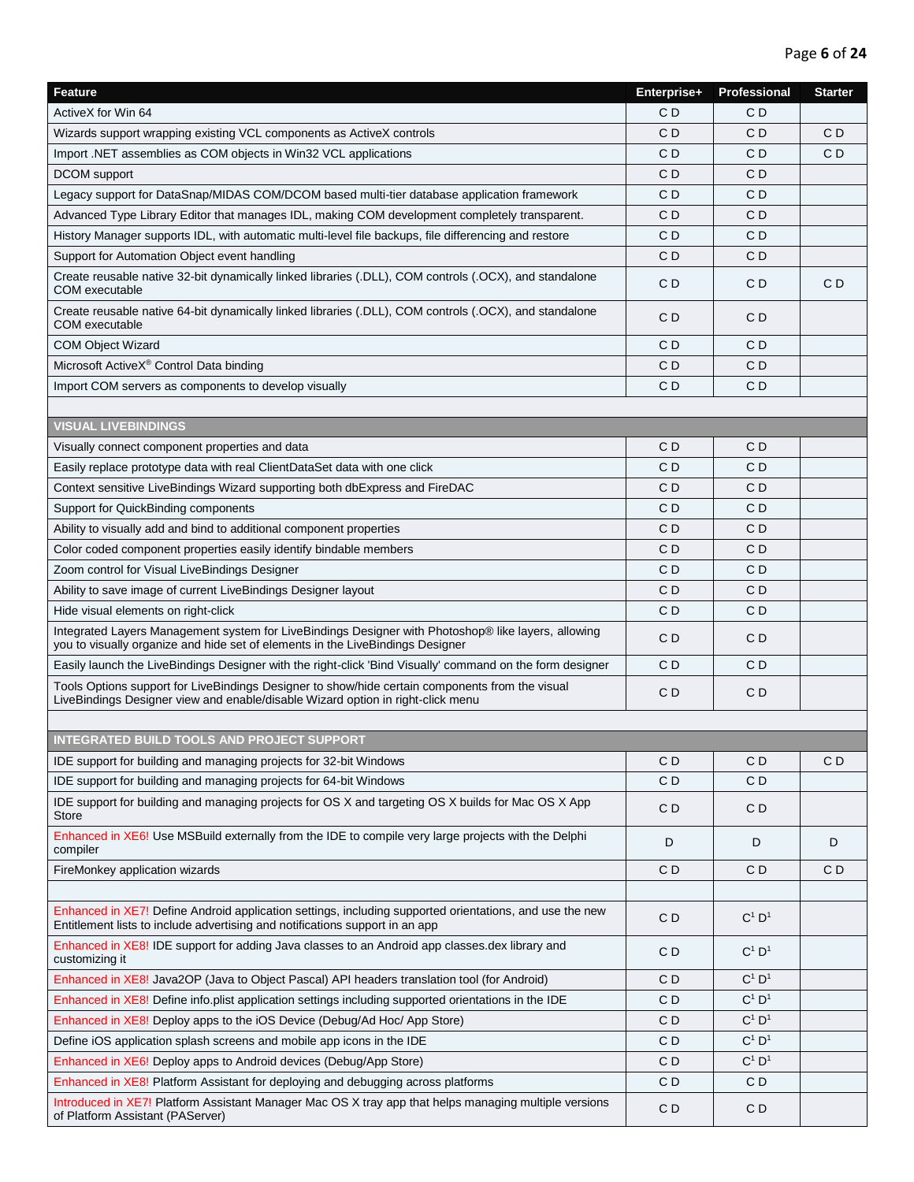| Feature | Enterprise+ | Professional | Starter |
| --- | --- | --- | --- |
| ActiveX for Win 64 | C D | C D | |
| Wizards support wrapping existing VCL components as ActiveX controls | C D | C D | C D |
| Import .NET assemblies as COM objects in Win32 VCL applications | C D | C D | C D |
| DCOM support | C D | C D | |
| Legacy support for DataSnap/MIDAS COM/DCOM based multi-tier database application framework | C D | C D | |
| Advanced Type Library Editor that manages IDL, making COM development completely transparent. | C D | C D | |
| History Manager supports IDL, with automatic multi-level file backups, file differencing and restore | C D | C D | |
| Support for Automation Object event handling | C D | C D | |
| Create reusable native 32-bit dynamically linked libraries (.DLL), COM controls (.OCX), and standalone COM executable | C D | C D | C D |
| Create reusable native 64-bit dynamically linked libraries (.DLL), COM controls (.OCX), and standalone COM executable | C D | C D | |
| COM Object Wizard | C D | C D | |
| Microsoft ActiveX® Control Data binding | C D | C D | |
| Import COM servers as components to develop visually | C D | C D | |
| | | | |
| **VISUAL LIVEBINDINGS** | | | |
| Visually connect component properties and data | C D | C D | |
| Easily replace prototype data with real ClientDataSet data with one click | C D | C D | |
| Context sensitive LiveBindings Wizard supporting both dbExpress and FireDAC | C D | C D | |
| Support for QuickBinding components | C D | C D | |
| Ability to visually add and bind to additional component properties | C D | C D | |
| Color coded component properties easily identify bindable members | C D | C D | |
| Zoom control for Visual LiveBindings Designer | C D | C D | |
| Ability to save image of current LiveBindings Designer layout | C D | C D | |
| Hide visual elements on right-click | C D | C D | |
| Integrated Layers Management system for LiveBindings Designer with Photoshop® like layers, allowing you to visually organize and hide set of elements in the LiveBindings Designer | C D | C D | |
| Easily launch the LiveBindings Designer with the right-click 'Bind Visually' command on the form designer | C D | C D | |
| Tools Options support for LiveBindings Designer to show/hide certain components from the visual LiveBindings Designer view and enable/disable Wizard option in right-click menu | C D | C D | |
| | | | |
| **INTEGRATED BUILD TOOLS AND PROJECT SUPPORT** | | | |
| IDE support for building and managing projects for 32-bit Windows | C D | C D | C D |
| IDE support for building and managing projects for 64-bit Windows | C D | C D | |
| IDE support for building and managing projects for OS X and targeting OS X builds for Mac OS X App Store | C D | C D | |
| Enhanced in XE6! Use MSBuild externally from the IDE to compile very large projects with the Delphi compiler | D | D | D |
| FireMonkey application wizards | C D | C D | C D |
| | | | |
| Enhanced in XE7! Define Android application settings, including supported orientations, and use the new Entitlement lists to include advertising and notifications support in an app | C D | C[1] D[1] | |
| Enhanced in XE8! IDE support for adding Java classes to an Android app classes.dex library and customizing it | C D | C[1] D[1] | |
| Enhanced in XE8! Java2OP (Java to Object Pascal) API headers translation tool (for Android) | C D | C[1] D[1] | |
| Enhanced in XE8! Define info.plist application settings including supported orientations in the IDE | C D | C[1] D[1] | |
| Enhanced in XE8! Deploy apps to the iOS Device (Debug/Ad Hoc/ App Store) | C D | C[1] D[1] | |
| Define iOS application splash screens and mobile app icons in the IDE | C D | C[1] D[1] | |
| Enhanced in XE6! Deploy apps to Android devices (Debug/App Store) | C D | C[1] D[1] | |
| Enhanced in XE8! Platform Assistant for deploying and debugging across platforms | C D | C D | |
| Introduced in XE7! Platform Assistant Manager Mac OS X tray app that helps managing multiple versions of Platform Assistant (PAServer) | C D | C D | |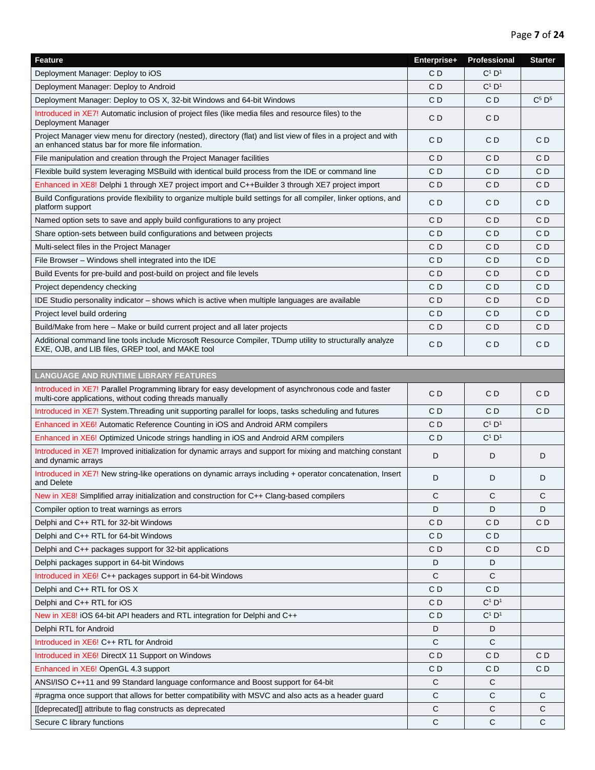| Feature | Enterprise+ | Professional | Starter |
|---|---|---|---|
| Deployment Manager: Deploy to iOS | C D | C[1] D[1] | |
| Deployment Manager: Deploy to Android | C D | C[1] D[1] | |
| Deployment Manager: Deploy to OS X, 32-bit Windows and 64-bit Windows | C D | C D | C[5] D[5] |
| Introduced in XE7! Automatic inclusion of project files (like media files and resource files) to the Deployment Manager | C D | C D | |
| Project Manager view menu for directory (nested), directory (flat) and list view of files in a project and with an enhanced status bar for more file information. | C D | C D | C D |
| File manipulation and creation through the Project Manager facilities | C D | C D | C D |
| Flexible build system leveraging MSBuild with identical build process from the IDE or command line | C D | C D | C D |
| Enhanced in XE8! Delphi 1 through XE7 project import and C++Builder 3 through XE7 project import | C D | C D | C D |
| Build Configurations provide flexibility to organize multiple build settings for all compiler, linker options, and platform support | C D | C D | C D |
| Named option sets to save and apply build configurations to any project | C D | C D | C D |
| Share option-sets between build configurations and between projects | C D | C D | C D |
| Multi-select files in the Project Manager | C D | C D | C D |
| File Browser – Windows shell integrated into the IDE | C D | C D | C D |
| Build Events for pre-build and post-build on project and file levels | C D | C D | C D |
| Project dependency checking | C D | C D | C D |
| IDE Studio personality indicator – shows which is active when multiple languages are available | C D | C D | C D |
| Project level build ordering | C D | C D | C D |
| Build/Make from here – Make or build current project and all later projects | C D | C D | C D |
| Additional command line tools include Microsoft Resource Compiler, TDump utility to structurally analyze EXE, OJB, and LIB files, GREP tool, and MAKE tool | C D | C D | C D |
| | | | |
| **LANGUAGE AND RUNTIME LIBRARY FEATURES** | | | |
| Introduced in XE7! Parallel Programming library for easy development of asynchronous code and faster multi-core applications, without coding threads manually | C D | C D | C D |
| Introduced in XE7! System.Threading unit supporting parallel for loops, tasks scheduling and futures | C D | C D | C D |
| Enhanced in XE6! Automatic Reference Counting in iOS and Android ARM compilers | C D | C[1] D[1] | |
| Enhanced in XE6! Optimized Unicode strings handling in iOS and Android ARM compilers | C D | C[1] D[1] | |
| Introduced in XE7! Improved initialization for dynamic arrays and support for mixing and matching constant and dynamic arrays | D | D | D |
| Introduced in XE7! New string-like operations on dynamic arrays including + operator concatenation, Insert and Delete | D | D | D |
| New in XE8! Simplified array initialization and construction for C++ Clang-based compilers | C | C | C |
| Compiler option to treat warnings as errors | D | D | D |
| Delphi and C++ RTL for 32-bit Windows | C D | C D | C D |
| Delphi and C++ RTL for 64-bit Windows | C D | C D | |
| Delphi and C++ packages support for 32-bit applications | C D | C D | C D |
| Delphi packages support in 64-bit Windows | D | D | |
| Introduced in XE6! C++ packages support in 64-bit Windows | C | C | |
| Delphi and C++ RTL for OS X | C D | C D | |
| Delphi and C++ RTL for iOS | C D | C[1] D[1] | |
| New in XE8! iOS 64-bit API headers and RTL integration for Delphi and C++ | C D | C[1] D[1] | |
| Delphi RTL for Android | D | D | |
| Introduced in XE6! C++ RTL for Android | C | C | |
| Introduced in XE6! DirectX 11 Support on Windows | C D | C D | C D |
| Enhanced in XE6! OpenGL 4.3 support | C D | C D | C D |
| ANSI/ISO C++11 and 99 Standard language conformance and Boost support for 64-bit | C | C | |
| #pragma once support that allows for better compatibility with MSVC and also acts as a header guard | C | C | C |
| [[deprecated]] attribute to flag constructs as deprecated | C | C | C |
| Secure C library functions | C | C | C |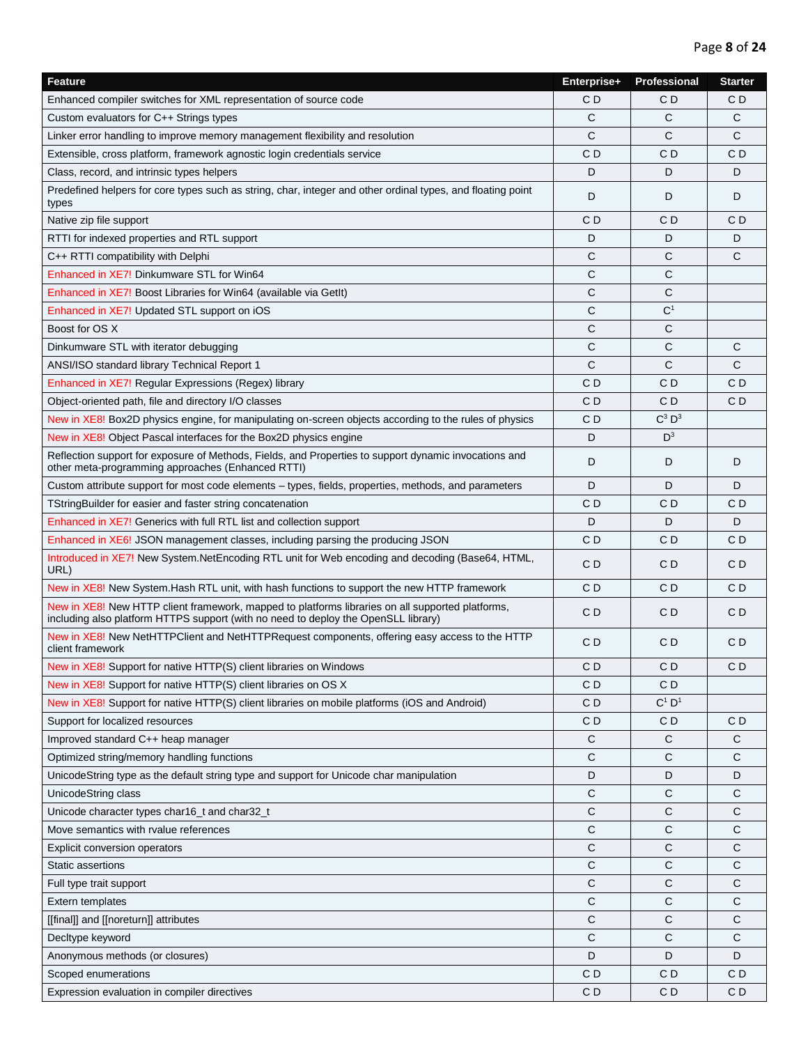| Feature | Enterprise+ | Professional | Starter |
|---|---|---|---|
| Enhanced compiler switches for XML representation of source code | C D | C D | C D |
| Custom evaluators for C++ Strings types | C | C | C |
| Linker error handling to improve memory management flexibility and resolution | C | C | C |
| Extensible, cross platform, framework agnostic login credentials service | C D | C D | C D |
| Class, record, and intrinsic types helpers | D | D | D |
| Predefined helpers for core types such as string, char, integer and other ordinal types, and floating point types | D | D | D |
| Native zip file support | C D | C D | C D |
| RTTI for indexed properties and RTL support | D | D | D |
| C++ RTTI compatibility with Delphi | C | C | C |
| Enhanced in XE7! Dinkumware STL for Win64 | C | C | |
| Enhanced in XE7! Boost Libraries for Win64 (available via GetIt) | C | C | |
| Enhanced in XE7! Updated STL support on iOS | C | C[1] | |
| Boost for OS X | C | C | |
| Dinkumware STL with iterator debugging | C | C | C |
| ANSI/ISO standard library Technical Report 1 | C | C | C |
| Enhanced in XE7! Regular Expressions (Regex) library | C D | C D | C D |
| Object-oriented path, file and directory I/O classes | C D | C D | C D |
| New in XE8! Box2D physics engine, for manipulating on-screen objects according to the rules of physics | C D | C[3] D[3] | |
| New in XE8! Object Pascal interfaces for the Box2D physics engine | D | D[3] | |
| Reflection support for exposure of Methods, Fields, and Properties to support dynamic invocations and other meta-programming approaches (Enhanced RTTI) | D | D | D |
| Custom attribute support for most code elements – types, fields, properties, methods, and parameters | D | D | D |
| TStringBuilder for easier and faster string concatenation | C D | C D | C D |
| Enhanced in XE7! Generics with full RTL list and collection support | D | D | D |
| Enhanced in XE6! JSON management classes, including parsing the producing JSON | C D | C D | C D |
| Introduced in XE7! New System.NetEncoding RTL unit for Web encoding and decoding (Base64, HTML, URL) | C D | C D | C D |
| New in XE8! New System.Hash RTL unit, with hash functions to support the new HTTP framework | C D | C D | C D |
| New in XE8! New HTTP client framework, mapped to platforms libraries on all supported platforms, including also platform HTTPS support (with no need to deploy the OpenSLL library) | C D | C D | C D |
| New in XE8! New NetHTTPClient and NetHTTPRequest components, offering easy access to the HTTP client framework | C D | C D | C D |
| New in XE8! Support for native HTTP(S) client libraries on Windows | C D | C D | C D |
| New in XE8! Support for native HTTP(S) client libraries on OS X | C D | C D | |
| New in XE8! Support for native HTTP(S) client libraries on mobile platforms (iOS and Android) | C D | C[1] D[1] | |
| Support for localized resources | C D | C D | C D |
| Improved standard C++ heap manager | C | C | C |
| Optimized string/memory handling functions | C | C | C |
| UnicodeString type as the default string type and support for Unicode char manipulation | D | D | D |
| UnicodeString class | C | C | C |
| Unicode character types char16_t and char32_t | C | C | C |
| Move semantics with rvalue references | C | C | C |
| Explicit conversion operators | C | C | C |
| Static assertions | C | C | C |
| Full type trait support | C | C | C |
| Extern templates | C | C | C |
| [[final]] and [[noreturn]] attributes | C | C | C |
| Decltype keyword | C | C | C |
| Anonymous methods (or closures) | D | D | D |
| Scoped enumerations | C D | C D | C D |
| Expression evaluation in compiler directives | C D | C D | C D |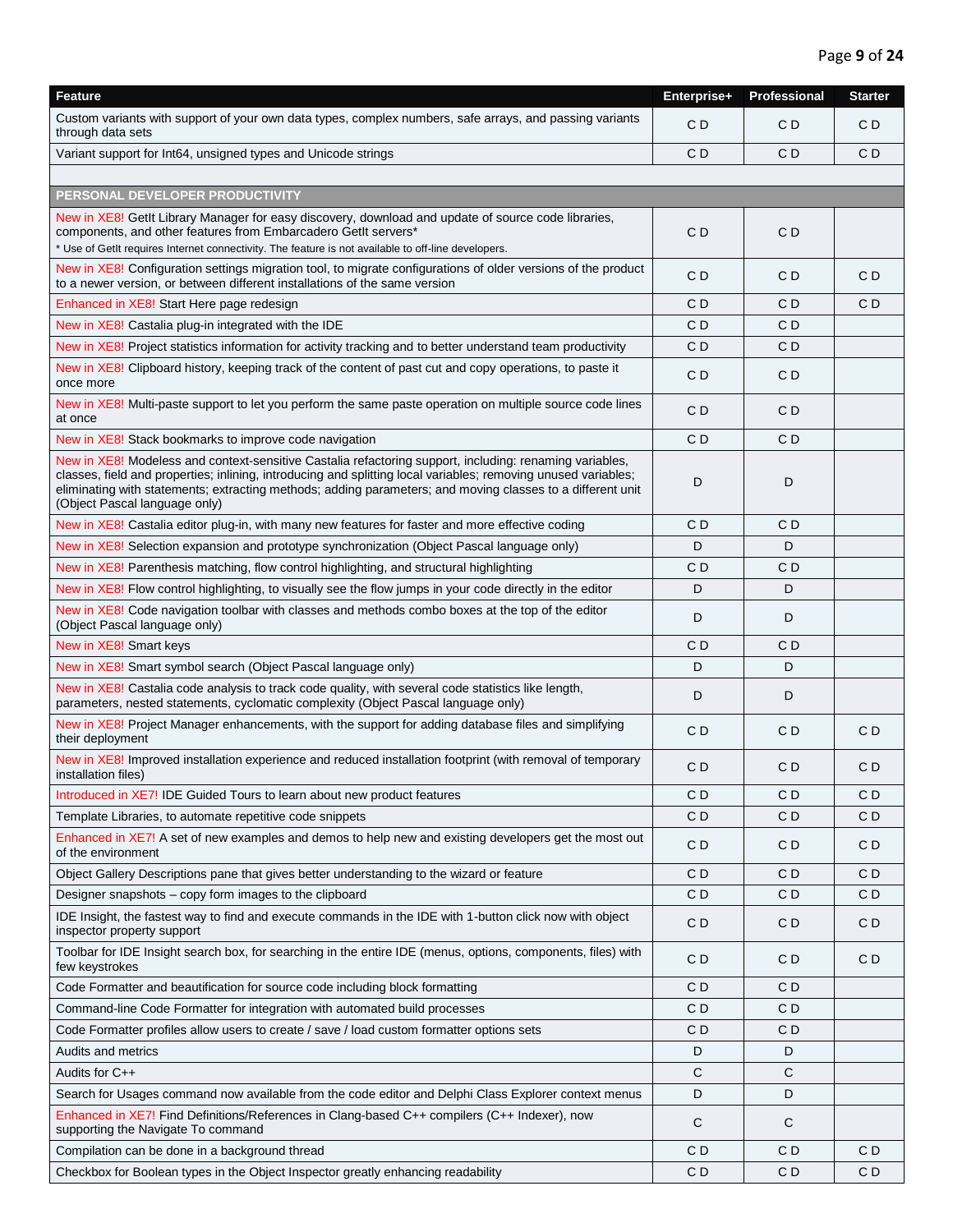| Feature | Enterprise+ | Professional | Starter |
|---|---|---|---|
| Custom variants with support of your own data types, complex numbers, safe arrays, and passing variants through data sets | C D | C D | C D |
| Variant support for Int64, unsigned types and Unicode strings | C D | C D | C D |
| | | | |
| **PERSONAL DEVELOPER PRODUCTIVITY** | | | |
| New in XE8! GetIt Library Manager for easy discovery, download and update of source code libraries, components, and other features from Embarcadero GetIt servers* <br>* Use of GetIt requires Internet connectivity. The feature is not available to off-line developers. | C D | C D | |
| New in XE8! Configuration settings migration tool, to migrate configurations of older versions of the product to a newer version, or between different installations of the same version | C D | C D | C D |
| Enhanced in XE8! Start Here page redesign | C D | C D | C D |
| New in XE8! Castalia plug-in integrated with the IDE | C D | C D | |
| New in XE8! Project statistics information for activity tracking and to better understand team productivity | C D | C D | |
| New in XE8! Clipboard history, keeping track of the content of past cut and copy operations, to paste it once more | C D | C D | |
| New in XE8! Multi-paste support to let you perform the same paste operation on multiple source code lines at once | C D | C D | |
| New in XE8! Stack bookmarks to improve code navigation | C D | C D | |
| New in XE8! Modeless and context-sensitive Castalia refactoring support, including: renaming variables, classes, field and properties; inlining, introducing and splitting local variables; removing unused variables; eliminating with statements; extracting methods; adding parameters; and moving classes to a different unit (Object Pascal language only) | D | D | |
| New in XE8! Castalia editor plug-in, with many new features for faster and more effective coding | C D | C D | |
| New in XE8! Selection expansion and prototype synchronization (Object Pascal language only) | D | D | |
| New in XE8! Parenthesis matching, flow control highlighting, and structural highlighting | C D | C D | |
| New in XE8! Flow control highlighting, to visually see the flow jumps in your code directly in the editor | D | D | |
| New in XE8! Code navigation toolbar with classes and methods combo boxes at the top of the editor (Object Pascal language only) | D | D | |
| New in XE8! Smart keys | C D | C D | |
| New in XE8! Smart symbol search (Object Pascal language only) | D | D | |
| New in XE8! Castalia code analysis to track code quality, with several code statistics like length, parameters, nested statements, cyclomatic complexity (Object Pascal language only) | D | D | |
| New in XE8! Project Manager enhancements, with the support for adding database files and simplifying their deployment | C D | C D | C D |
| New in XE8! Improved installation experience and reduced installation footprint (with removal of temporary installation files) | C D | C D | C D |
| Introduced in XE7! IDE Guided Tours to learn about new product features | C D | C D | C D |
| Template Libraries, to automate repetitive code snippets | C D | C D | C D |
| Enhanced in XE7! A set of new examples and demos to help new and existing developers get the most out of the environment | C D | C D | C D |
| Object Gallery Descriptions pane that gives better understanding to the wizard or feature | C D | C D | C D |
| Designer snapshots – copy form images to the clipboard | C D | C D | C D |
| IDE Insight, the fastest way to find and execute commands in the IDE with 1-button click now with object inspector property support | C D | C D | C D |
| Toolbar for IDE Insight search box, for searching in the entire IDE (menus, options, components, files) with few keystrokes | C D | C D | C D |
| Code Formatter and beautification for source code including block formatting | C D | C D | |
| Command-line Code Formatter for integration with automated build processes | C D | C D | |
| Code Formatter profiles allow users to create / save / load custom formatter options sets | C D | C D | |
| Audits and metrics | D | D | |
| Audits for C++ | C | C | |
| Search for Usages command now available from the code editor and Delphi Class Explorer context menus | D | D | |
| Enhanced in XE7! Find Definitions/References in Clang-based C++ compilers (C++ Indexer), now supporting the Navigate To command | C | C | |
| Compilation can be done in a background thread | C D | C D | C D |
| Checkbox for Boolean types in the Object Inspector greatly enhancing readability | C D | C D | C D |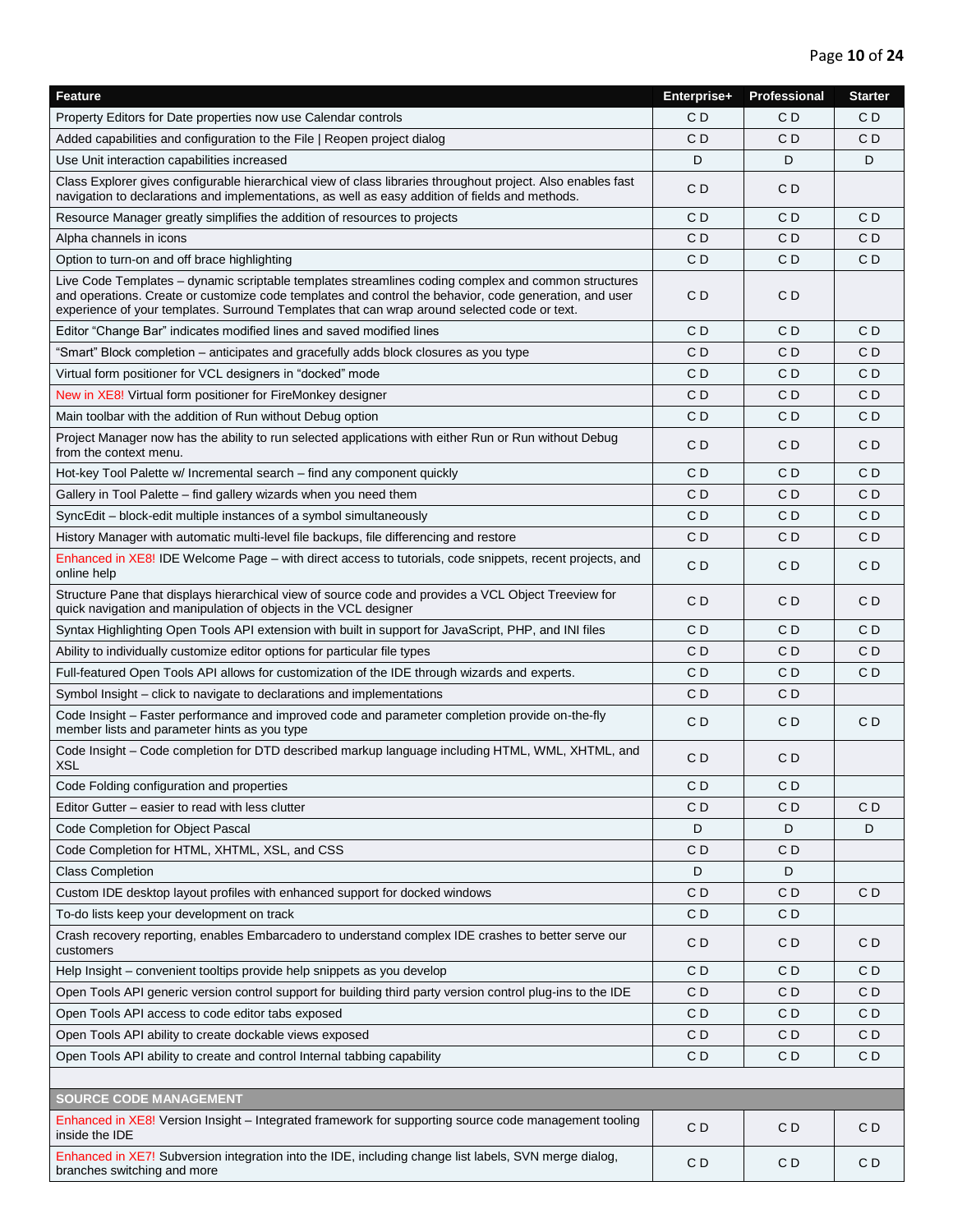| Feature | Enterprise+ | Professional | Starter |
|---|---|---|---|
| Property Editors for Date properties now use Calendar controls | C D | C D | C D |
| Added capabilities and configuration to the File \| Reopen project dialog | C D | C D | C D |
| Use Unit interaction capabilities increased | D | D | D |
| Class Explorer gives configurable hierarchical view of class libraries throughout project. Also enables fast navigation to declarations and implementations, as well as easy addition of fields and methods. | C D | C D | |
| Resource Manager greatly simplifies the addition of resources to projects | C D | C D | C D |
| Alpha channels in icons | C D | C D | C D |
| Option to turn-on and off brace highlighting | C D | C D | C D |
| Live Code Templates – dynamic scriptable templates streamlines coding complex and common structures and operations. Create or customize code templates and control the behavior, code generation, and user experience of your templates. Surround Templates that can wrap around selected code or text. | C D | C D | |
| Editor "Change Bar" indicates modified lines and saved modified lines | C D | C D | C D |
| "Smart" Block completion – anticipates and gracefully adds block closures as you type | C D | C D | C D |
| Virtual form positioner for VCL designers in "docked" mode | C D | C D | C D |
| New in XE8! Virtual form positioner for FireMonkey designer | C D | C D | C D |
| Main toolbar with the addition of Run without Debug option | C D | C D | C D |
| Project Manager now has the ability to run selected applications with either Run or Run without Debug from the context menu. | C D | C D | C D |
| Hot-key Tool Palette w/ Incremental search – find any component quickly | C D | C D | C D |
| Gallery in Tool Palette – find gallery wizards when you need them | C D | C D | C D |
| SyncEdit – block-edit multiple instances of a symbol simultaneously | C D | C D | C D |
| History Manager with automatic multi-level file backups, file differencing and restore | C D | C D | C D |
| Enhanced in XE8! IDE Welcome Page – with direct access to tutorials, code snippets, recent projects, and online help | C D | C D | C D |
| Structure Pane that displays hierarchical view of source code and provides a VCL Object Treeview for quick navigation and manipulation of objects in the VCL designer | C D | C D | C D |
| Syntax Highlighting Open Tools API extension with built in support for JavaScript, PHP, and INI files | C D | C D | C D |
| Ability to individually customize editor options for particular file types | C D | C D | C D |
| Full-featured Open Tools API allows for customization of the IDE through wizards and experts. | C D | C D | C D |
| Symbol Insight – click to navigate to declarations and implementations | C D | C D | |
| Code Insight – Faster performance and improved code and parameter completion provide on-the-fly member lists and parameter hints as you type | C D | C D | C D |
| Code Insight – Code completion for DTD described markup language including HTML, WML, XHTML, and XSL | C D | C D | |
| Code Folding configuration and properties | C D | C D | |
| Editor Gutter – easier to read with less clutter | C D | C D | C D |
| Code Completion for Object Pascal | D | D | D |
| Code Completion for HTML, XHTML, XSL, and CSS | C D | C D | |
| Class Completion | D | D | |
| Custom IDE desktop layout profiles with enhanced support for docked windows | C D | C D | C D |
| To-do lists keep your development on track | C D | C D | |
| Crash recovery reporting, enables Embarcadero to understand complex IDE crashes to better serve our customers | C D | C D | C D |
| Help Insight – convenient tooltips provide help snippets as you develop | C D | C D | C D |
| Open Tools API generic version control support for building third party version control plug-ins to the IDE | C D | C D | C D |
| Open Tools API access to code editor tabs exposed | C D | C D | C D |
| Open Tools API ability to create dockable views exposed | C D | C D | C D |
| Open Tools API ability to create and control Internal tabbing capability | C D | C D | C D |
| | | | |
| **SOURCE CODE MANAGEMENT** | | | |
| Enhanced in XE8! Version Insight – Integrated framework for supporting source code management tooling inside the IDE | C D | C D | C D |
| Enhanced in XE7! Subversion integration into the IDE, including change list labels, SVN merge dialog, branches switching and more | C D | C D | C D |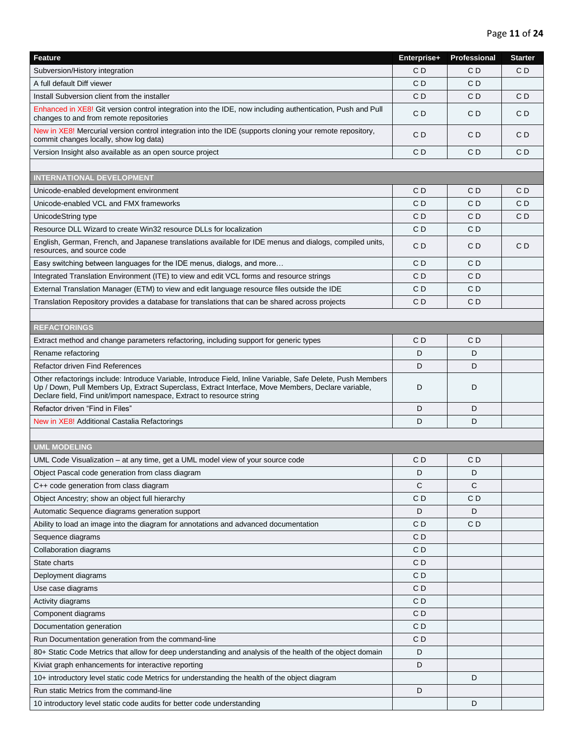| Feature | Enterprise+ | Professional | Starter |
| --- | --- | --- | --- |
| Subversion/History integration | C D | C D | C D |
| A full default Diff viewer | C D | C D | |
| Install Subversion client from the installer | C D | C D | C D |
| Enhanced in XE8! Git version control integration into the IDE, now including authentication, Push and Pull changes to and from remote repositories | C D | C D | C D |
| New in XE8! Mercurial version control integration into the IDE (supports cloning your remote repository, commit changes locally, show log data) | C D | C D | C D |
| Version Insight also available as an open source project | C D | C D | C D |
| | | | |
| **INTERNATIONAL DEVELOPMENT** | | | |
| Unicode-enabled development environment | C D | C D | C D |
| Unicode-enabled VCL and FMX frameworks | C D | C D | C D |
| UnicodeString type | C D | C D | C D |
| Resource DLL Wizard to create Win32 resource DLLs for localization | C D | C D | |
| English, German, French, and Japanese translations available for IDE menus and dialogs, compiled units, resources, and source code | C D | C D | C D |
| Easy switching between languages for the IDE menus, dialogs, and more… | C D | C D | |
| Integrated Translation Environment (ITE) to view and edit VCL forms and resource strings | C D | C D | |
| External Translation Manager (ETM) to view and edit language resource files outside the IDE | C D | C D | |
| Translation Repository provides a database for translations that can be shared across projects | C D | C D | |
| | | | |
| **REFACTORINGS** | | | |
| Extract method and change parameters refactoring, including support for generic types | C D | C D | |
| Rename refactoring | D | D | |
| Refactor driven Find References | D | D | |
| Other refactorings include: Introduce Variable, Introduce Field, Inline Variable, Safe Delete, Push Members Up / Down, Pull Members Up, Extract Superclass, Extract Interface, Move Members, Declare variable, Declare field, Find unit/import namespace, Extract to resource string | D | D | |
| Refactor driven "Find in Files" | D | D | |
| New in XE8! Additional Castalia Refactorings | D | D | |
| | | | |
| **UML MODELING** | | | |
| UML Code Visualization – at any time, get a UML model view of your source code | C D | C D | |
| Object Pascal code generation from class diagram | D | D | |
| C++ code generation from class diagram | C | C | |
| Object Ancestry; show an object full hierarchy | C D | C D | |
| Automatic Sequence diagrams generation support | D | D | |
| Ability to load an image into the diagram for annotations and advanced documentation | C D | C D | |
| Sequence diagrams | C D | | |
| Collaboration diagrams | C D | | |
| State charts | C D | | |
| Deployment diagrams | C D | | |
| Use case diagrams | C D | | |
| Activity diagrams | C D | | |
| Component diagrams | C D | | |
| Documentation generation | C D | | |
| Run Documentation generation from the command-line | C D | | |
| 80+ Static Code Metrics that allow for deep understanding and analysis of the health of the object domain | D | | |
| Kiviat graph enhancements for interactive reporting | D | | |
| 10+ introductory level static code Metrics for understanding the health of the object diagram | | D | |
| Run static Metrics from the command-line | D | | |
| 10 introductory level static code audits for better code understanding | | D | |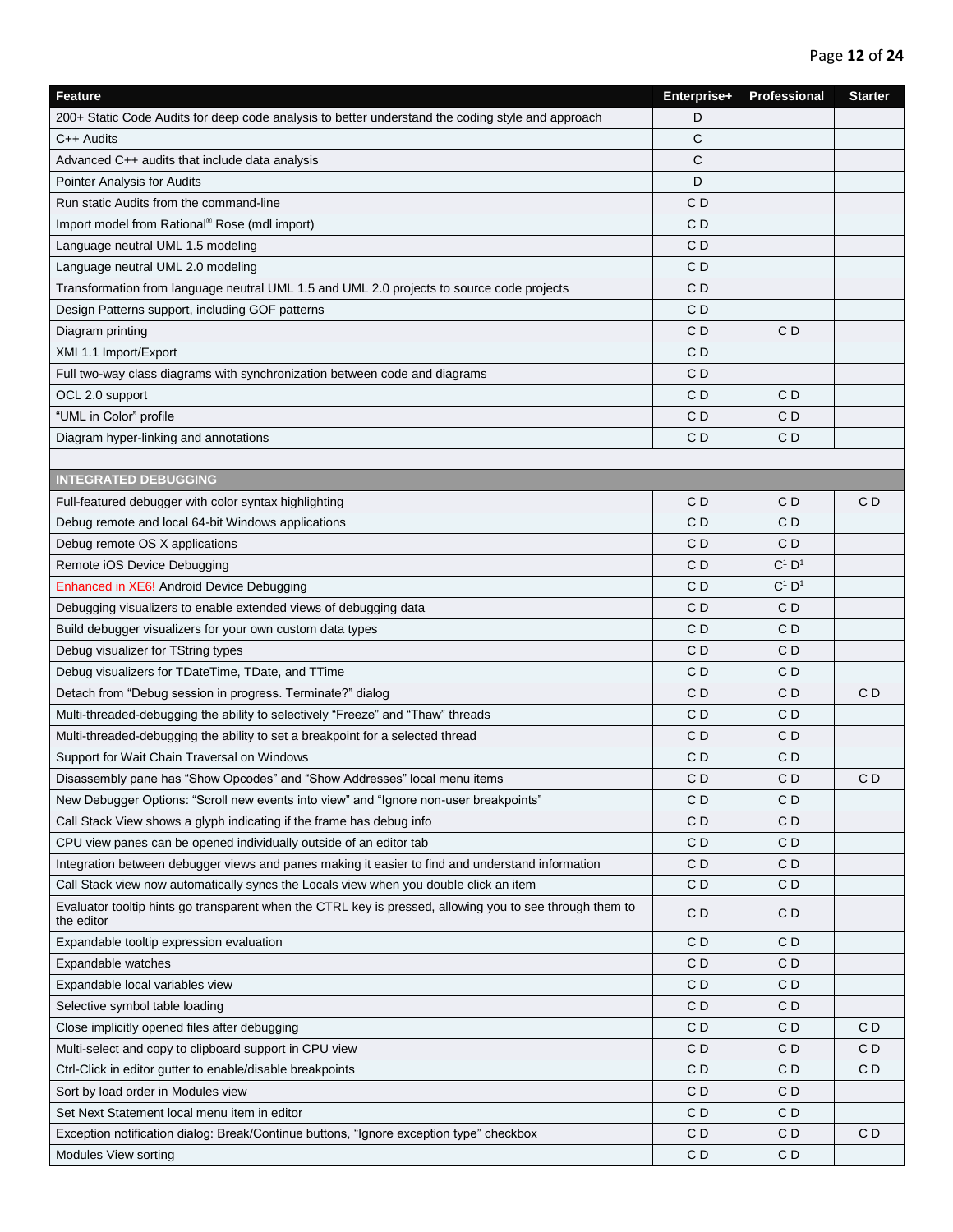| Feature | Enterprise+ | Professional | Starter |
|---|---|---|---|
| 200+ Static Code Audits for deep code analysis to better understand the coding style and approach | D | | |
| C++ Audits | C | | |
| Advanced C++ audits that include data analysis | C | | |
| Pointer Analysis for Audits | D | | |
| Run static Audits from the command-line | C D | | |
| Import model from Rational® Rose (mdl import) | C D | | |
| Language neutral UML 1.5 modeling | C D | | |
| Language neutral UML 2.0 modeling | C D | | |
| Transformation from language neutral UML 1.5 and UML 2.0 projects to source code projects | C D | | |
| Design Patterns support, including GOF patterns | C D | | |
| Diagram printing | C D | C D | |
| XMI 1.1 Import/Export | C D | | |
| Full two-way class diagrams with synchronization between code and diagrams | C D | | |
| OCL 2.0 support | C D | C D | |
| “UML in Color” profile | C D | C D | |
| Diagram hyper-linking and annotations | C D | C D | |
| | | | |
| **INTEGRATED DEBUGGING** | | | |
| Full-featured debugger with color syntax highlighting | C D | C D | C D |
| Debug remote and local 64-bit Windows applications | C D | C D | |
| Debug remote OS X applications | C D | C D | |
| Remote iOS Device Debugging | C D | C[1] D[1] | |
| Enhanced in XE6! Android Device Debugging | C D | C[1] D[1] | |
| Debugging visualizers to enable extended views of debugging data | C D | C D | |
| Build debugger visualizers for your own custom data types | C D | C D | |
| Debug visualizer for TString types | C D | C D | |
| Debug visualizers for TDateTime, TDate, and TTime | C D | C D | |
| Detach from “Debug session in progress. Terminate?” dialog | C D | C D | C D |
| Multi-threaded-debugging the ability to selectively “Freeze” and “Thaw” threads | C D | C D | |
| Multi-threaded-debugging the ability to set a breakpoint for a selected thread | C D | C D | |
| Support for Wait Chain Traversal on Windows | C D | C D | |
| Disassembly pane has “Show Opcodes” and “Show Addresses” local menu items | C D | C D | C D |
| New Debugger Options: “Scroll new events into view” and “Ignore non-user breakpoints” | C D | C D | |
| Call Stack View shows a glyph indicating if the frame has debug info | C D | C D | |
| CPU view panes can be opened individually outside of an editor tab | C D | C D | |
| Integration between debugger views and panes making it easier to find and understand information | C D | C D | |
| Call Stack view now automatically syncs the Locals view when you double click an item | C D | C D | |
| Evaluator tooltip hints go transparent when the CTRL key is pressed, allowing you to see through them to the editor | C D | C D | |
| Expandable tooltip expression evaluation | C D | C D | |
| Expandable watches | C D | C D | |
| Expandable local variables view | C D | C D | |
| Selective symbol table loading | C D | C D | |
| Close implicitly opened files after debugging | C D | C D | C D |
| Multi-select and copy to clipboard support in CPU view | C D | C D | C D |
| Ctrl-Click in editor gutter to enable/disable breakpoints | C D | C D | C D |
| Sort by load order in Modules view | C D | C D | |
| Set Next Statement local menu item in editor | C D | C D | |
| Exception notification dialog: Break/Continue buttons, “Ignore exception type” checkbox | C D | C D | C D |
| Modules View sorting | C D | C D | |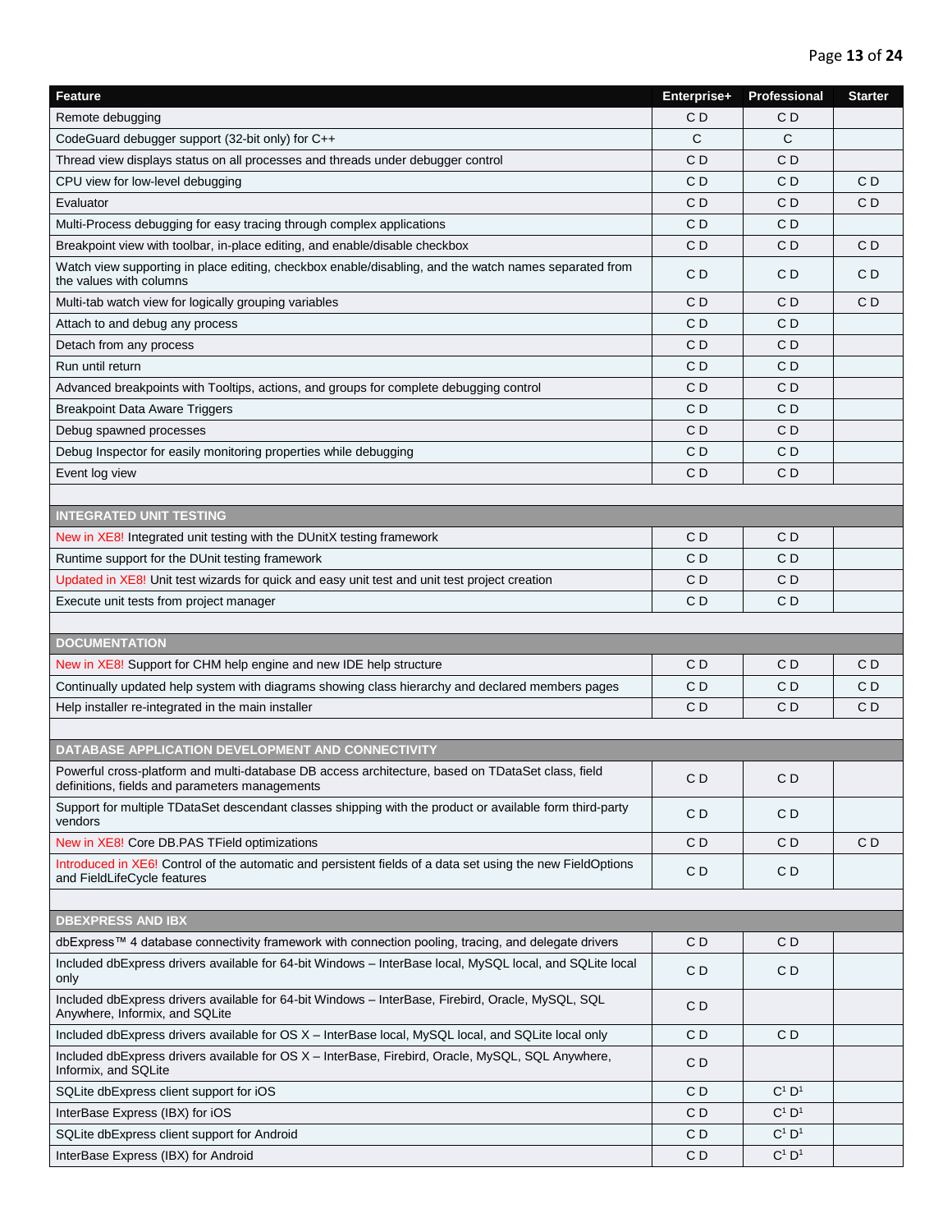| Feature | Enterprise+ | Professional | Starter |
|---|---|---|---|
| Remote debugging | C D | C D | |
| CodeGuard debugger support (32-bit only) for C++ | C | C | |
| Thread view displays status on all processes and threads under debugger control | C D | C D | |
| CPU view for low-level debugging | C D | C D | C D |
| Evaluator | C D | C D | C D |
| Multi-Process debugging for easy tracing through complex applications | C D | C D | |
| Breakpoint view with toolbar, in-place editing, and enable/disable checkbox | C D | C D | C D |
| Watch view supporting in place editing, checkbox enable/disabling, and the watch names separated from the values with columns | C D | C D | C D |
| Multi-tab watch view for logically grouping variables | C D | C D | C D |
| Attach to and debug any process | C D | C D | |
| Detach from any process | C D | C D | |
| Run until return | C D | C D | |
| Advanced breakpoints with Tooltips, actions, and groups for complete debugging control | C D | C D | |
| Breakpoint Data Aware Triggers | C D | C D | |
| Debug spawned processes | C D | C D | |
| Debug Inspector for easily monitoring properties while debugging | C D | C D | |
| Event log view | C D | C D | |
| | | | |
| **INTEGRATED UNIT TESTING** | | | |
| New in XE8! Integrated unit testing with the DUnitX testing framework | C D | C D | |
| Runtime support for the DUnit testing framework | C D | C D | |
| Updated in XE8! Unit test wizards for quick and easy unit test and unit test project creation | C D | C D | |
| Execute unit tests from project manager | C D | C D | |
| | | | |
| **DOCUMENTATION** | | | |
| New in XE8! Support for CHM help engine and new IDE help structure | C D | C D | C D |
| Continually updated help system with diagrams showing class hierarchy and declared members pages | C D | C D | C D |
| Help installer re-integrated in the main installer | C D | C D | C D |
| | | | |
| **DATABASE APPLICATION DEVELOPMENT AND CONNECTIVITY** | | | |
| Powerful cross-platform and multi-database DB access architecture, based on TDataSet class, field definitions, fields and parameters managements | C D | C D | |
| Support for multiple TDataSet descendant classes shipping with the product or available form third-party vendors | C D | C D | |
| New in XE8! Core DB.PAS TField optimizations | C D | C D | C D |
| Introduced in XE6! Control of the automatic and persistent fields of a data set using the new FieldOptions and FieldLifeCycle features | C D | C D | |
| | | | |
| **DBEXPRESS AND IBX** | | | |
| dbExpress™ 4 database connectivity framework with connection pooling, tracing, and delegate drivers | C D | C D | |
| Included dbExpress drivers available for 64-bit Windows – InterBase local, MySQL local, and SQLite local only | C D | C D | |
| Included dbExpress drivers available for 64-bit Windows – InterBase, Firebird, Oracle, MySQL, SQL Anywhere, Informix, and SQLite | C D | | |
| Included dbExpress drivers available for OS X – InterBase local, MySQL local, and SQLite local only | C D | C D | |
| Included dbExpress drivers available for OS X – InterBase, Firebird, Oracle, MySQL, SQL Anywhere, Informix, and SQLite | C D | | |
| SQLite dbExpress client support for iOS | C D | C[1] D[1] | |
| InterBase Express (IBX) for iOS | C D | C[1] D[1] | |
| SQLite dbExpress client support for Android | C D | C[1] D[1] | |
| InterBase Express (IBX) for Android | C D | C[1] D[1] | |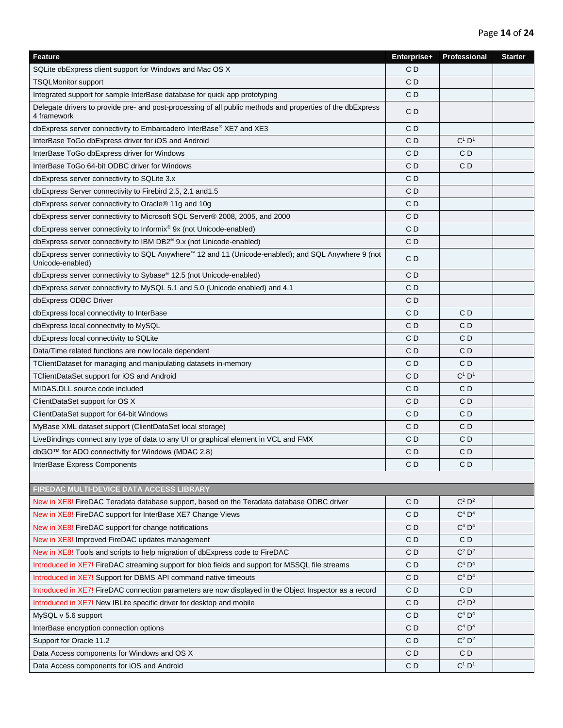| Feature | Enterprise+ | Professional | Starter |
| --- | --- | --- | --- |
| SQLite dbExpress client support for Windows and Mac OS X | C D | | |
| TSQLMonitor support | C D | | |
| Integrated support for sample InterBase database for quick app prototyping | C D | | |
| Delegate drivers to provide pre- and post-processing of all public methods and properties of the dbExpress 4 framework | C D | | |
| dbExpress server connectivity to Embarcadero InterBase® XE7 and XE3 | C D | | |
| InterBase ToGo dbExpress driver for iOS and Android | C D | C[1] D[1] | |
| InterBase ToGo dbExpress driver for Windows | C D | C D | |
| InterBase ToGo 64-bit ODBC driver for Windows | C D | C D | |
| dbExpress server connectivity to SQLite 3.x | C D | | |
| dbExpress Server connectivity to Firebird 2.5, 2.1 and1.5 | C D | | |
| dbExpress server connectivity to Oracle® 11g and 10g | C D | | |
| dbExpress server connectivity to Microsoft SQL Server® 2008, 2005, and 2000 | C D | | |
| dbExpress server connectivity to Informix® 9x (not Unicode-enabled) | C D | | |
| dbExpress server connectivity to IBM DB2® 9.x (not Unicode-enabled) | C D | | |
| dbExpress server connectivity to SQL Anywhere™ 12 and 11 (Unicode-enabled); and SQL Anywhere 9 (not Unicode-enabled) | C D | | |
| dbExpress server connectivity to Sybase® 12.5 (not Unicode-enabled) | C D | | |
| dbExpress server connectivity to MySQL 5.1 and 5.0 (Unicode enabled) and 4.1 | C D | | |
| dbExpress ODBC Driver | C D | | |
| dbExpress local connectivity to InterBase | C D | C D | |
| dbExpress local connectivity to MySQL | C D | C D | |
| dbExpress local connectivity to SQLite | C D | C D | |
| Data/Time related functions are now locale dependent | C D | C D | |
| TClientDataset for managing and manipulating datasets in-memory | C D | C D | |
| TClientDataSet support for iOS and Android | C D | C[1] D[1] | |
| MIDAS.DLL source code included | C D | C D | |
| ClientDataSet support for OS X | C D | C D | |
| ClientDataSet support for 64-bit Windows | C D | C D | |
| MyBase XML dataset support (ClientDataSet local storage) | C D | C D | |
| LiveBindings connect any type of data to any UI or graphical element in VCL and FMX | C D | C D | |
| dbGO™ for ADO connectivity for Windows (MDAC 2.8) | C D | C D | |
| InterBase Express Components | C D | C D | |
| | | | |
| **FIREDAC MULTI-DEVICE DATA ACCESS LIBRARY** | | | |
| New in XE8! FireDAC Teradata database support, based on the Teradata database ODBC driver | C D | C[2] D[2] | |
| New in XE8! FireDAC support for InterBase XE7 Change Views | C D | C[4] D[4] | |
| New in XE8! FireDAC support for change notifications | C D | C[4] D[4] | |
| New in XE8! Improved FireDAC updates management | C D | C D | |
| New in XE8! Tools and scripts to help migration of dbExpress code to FireDAC | C D | C[2] D[2] | |
| Introduced in XE7! FireDAC streaming support for blob fields and support for MSSQL file streams | C D | C[4] D[4] | |
| Introduced in XE7! Support for DBMS API command native timeouts | C D | C[4] D[4] | |
| Introduced in XE7! FireDAC connection parameters are now displayed in the Object Inspector as a record | C D | C D | |
| Introduced in XE7! New IBLite specific driver for desktop and mobile | C D | C[3] D[3] | |
| MySQL v 5.6 support | C D | C[4] D[4] | |
| InterBase encryption connection options | C D | C[4] D[4] | |
| Support for Oracle 11.2 | C D | C[2] D[2] | |
| Data Access components for Windows and OS X | C D | C D | |
| Data Access components for iOS and Android | C D | C[1] D[1] | |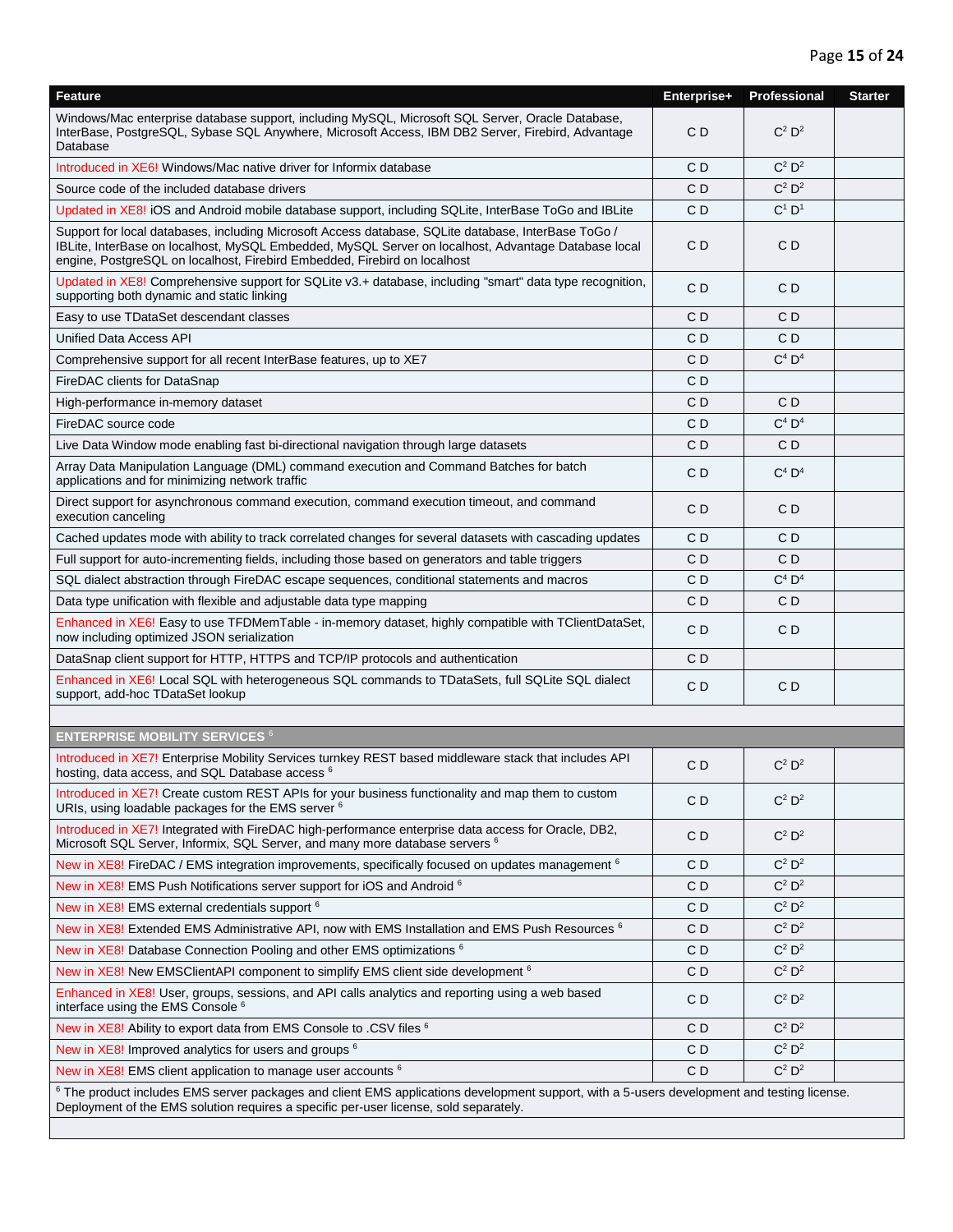| Feature | Enterprise+ | Professional | Starter |
|---|---|---|---|
| Windows/Mac enterprise database support, including MySQL, Microsoft SQL Server, Oracle Database, InterBase, PostgreSQL, Sybase SQL Anywhere, Microsoft Access, IBM DB2 Server, Firebird, Advantage Database | C D | C[2] D[2] | |
| Introduced in XE6! Windows/Mac native driver for Informix database | C D | C[2] D[2] | |
| Source code of the included database drivers | C D | C[2] D[2] | |
| Updated in XE8! iOS and Android mobile database support, including SQLite, InterBase ToGo and IBLite | C D | C[1] D[1] | |
| Support for local databases, including Microsoft Access database, SQLite database, InterBase ToGo / IBLite, InterBase on localhost, MySQL Embedded, MySQL Server on localhost, Advantage Database local engine, PostgreSQL on localhost, Firebird Embedded, Firebird on localhost | C D | C D | |
| Updated in XE8! Comprehensive support for SQLite v3.+ database, including "smart" data type recognition, supporting both dynamic and static linking | C D | C D | |
| Easy to use TDataSet descendant classes | C D | C D | |
| Unified Data Access API | C D | C D | |
| Comprehensive support for all recent InterBase features, up to XE7 | C D | C[4] D[4] | |
| FireDAC clients for DataSnap | C D | | |
| High-performance in-memory dataset | C D | C D | |
| FireDAC source code | C D | C[4] D[4] | |
| Live Data Window mode enabling fast bi-directional navigation through large datasets | C D | C D | |
| Array Data Manipulation Language (DML) command execution and Command Batches for batch applications and for minimizing network traffic | C D | C[4] D[4] | |
| Direct support for asynchronous command execution, command execution timeout, and command execution canceling | C D | C D | |
| Cached updates mode with ability to track correlated changes for several datasets with cascading updates | C D | C D | |
| Full support for auto-incrementing fields, including those based on generators and table triggers | C D | C D | |
| SQL dialect abstraction through FireDAC escape sequences, conditional statements and macros | C D | C[4] D[4] | |
| Data type unification with flexible and adjustable data type mapping | C D | C D | |
| Enhanced in XE6! Easy to use TFDMemTable - in-memory dataset, highly compatible with TClientDataSet, now including optimized JSON serialization | C D | C D | |
| DataSnap client support for HTTP, HTTPS and TCP/IP protocols and authentication | C D | | |
| Enhanced in XE6! Local SQL with heterogeneous SQL commands to TDataSets, full SQLite SQL dialect support, add-hoc TDataSet lookup | C D | C D | |
| | | | |
| **ENTERPRISE MOBILITY SERVICES** [6] | | | |
| Introduced in XE7! Enterprise Mobility Services turnkey REST based middleware stack that includes API hosting, data access, and SQL Database access [6] | C D | C[2] D[2] | |
| Introduced in XE7! Create custom REST APIs for your business functionality and map them to custom URIs, using loadable packages for the EMS server [6] | C D | C[2] D[2] | |
| Introduced in XE7! Integrated with FireDAC high-performance enterprise data access for Oracle, DB2, Microsoft SQL Server, Informix, SQL Server, and many more database servers [6] | C D | C[2] D[2] | |
| New in XE8! FireDAC / EMS integration improvements, specifically focused on updates management [6] | C D | C[2] D[2] | |
| New in XE8! EMS Push Notifications server support for iOS and Android [6] | C D | C[2] D[2] | |
| New in XE8! EMS external credentials support [6] | C D | C[2] D[2] | |
| New in XE8! Extended EMS Administrative API, now with EMS Installation and EMS Push Resources [6] | C D | C[2] D[2] | |
| New in XE8! Database Connection Pooling and other EMS optimizations [6] | C D | C[2] D[2] | |
| New in XE8! New EMSClientAPI component to simplify EMS client side development [6] | C D | C[2] D[2] | |
| Enhanced in XE8! User, groups, sessions, and API calls analytics and reporting using a web based interface using the EMS Console [6] | C D | C[2] D[2] | |
| New in XE8! Ability to export data from EMS Console to .CSV files [6] | C D | C[2] D[2] | |
| New in XE8! Improved analytics for users and groups [6] | C D | C[2] D[2] | |
| New in XE8! EMS client application to manage user accounts [6] | C D | C[2] D[2] | |

[6] The product includes EMS server packages and client EMS applications development support, with a 5-users development and testing license. Deployment of the EMS solution requires a specific per-user license, sold separately.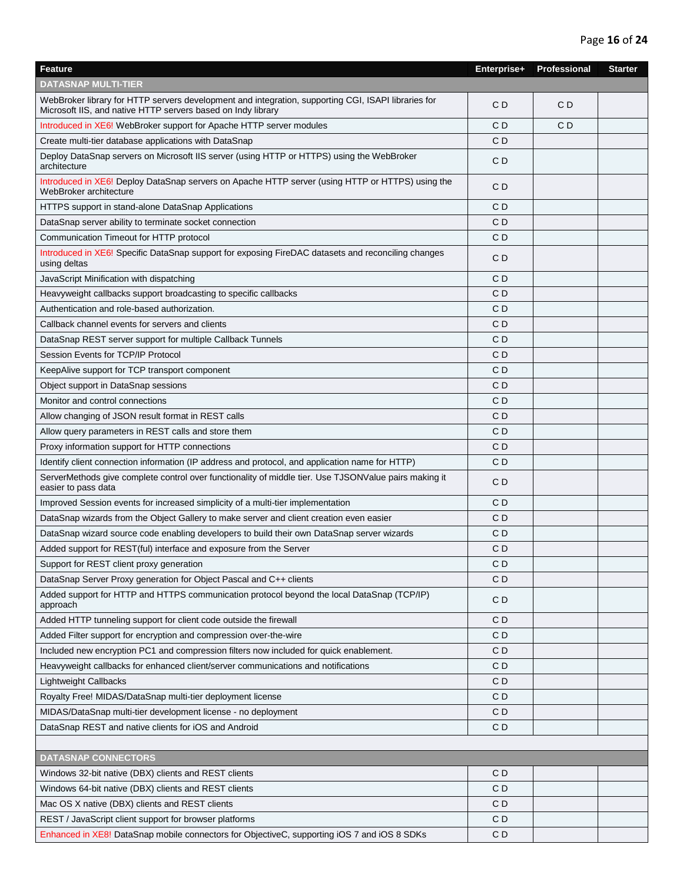| Feature | Enterprise+ | Professional | Starter |
|---|---|---|---|
| **DATASNAP MULTI-TIER** | | | |
| WebBroker library for HTTP servers development and integration, supporting CGI, ISAPI libraries for Microsoft IIS, and native HTTP servers based on Indy library | C D | C D | |
| Introduced in XE6! WebBroker support for Apache HTTP server modules | C D | C D | |
| Create multi-tier database applications with DataSnap | C D | | |
| Deploy DataSnap servers on Microsoft IIS server (using HTTP or HTTPS) using the WebBroker architecture | C D | | |
| Introduced in XE6! Deploy DataSnap servers on Apache HTTP server (using HTTP or HTTPS) using the WebBroker architecture | C D | | |
| HTTPS support in stand-alone DataSnap Applications | C D | | |
| DataSnap server ability to terminate socket connection | C D | | |
| Communication Timeout for HTTP protocol | C D | | |
| Introduced in XE6! Specific DataSnap support for exposing FireDAC datasets and reconciling changes using deltas | C D | | |
| JavaScript Minification with dispatching | C D | | |
| Heavyweight callbacks support broadcasting to specific callbacks | C D | | |
| Authentication and role-based authorization. | C D | | |
| Callback channel events for servers and clients | C D | | |
| DataSnap REST server support for multiple Callback Tunnels | C D | | |
| Session Events for TCP/IP Protocol | C D | | |
| KeepAlive support for TCP transport component | C D | | |
| Object support in DataSnap sessions | C D | | |
| Monitor and control connections | C D | | |
| Allow changing of JSON result format in REST calls | C D | | |
| Allow query parameters in REST calls and store them | C D | | |
| Proxy information support for HTTP connections | C D | | |
| Identify client connection information (IP address and protocol, and application name for HTTP) | C D | | |
| ServerMethods give complete control over functionality of middle tier. Use TJSONValue pairs making it easier to pass data | C D | | |
| Improved Session events for increased simplicity of a multi-tier implementation | C D | | |
| DataSnap wizards from the Object Gallery to make server and client creation even easier | C D | | |
| DataSnap wizard source code enabling developers to build their own DataSnap server wizards | C D | | |
| Added support for REST(ful) interface and exposure from the Server | C D | | |
| Support for REST client proxy generation | C D | | |
| DataSnap Server Proxy generation for Object Pascal and C++ clients | C D | | |
| Added support for HTTP and HTTPS communication protocol beyond the local DataSnap (TCP/IP) approach | C D | | |
| Added HTTP tunneling support for client code outside the firewall | C D | | |
| Added Filter support for encryption and compression over-the-wire | C D | | |
| Included new encryption PC1 and compression filters now included for quick enablement. | C D | | |
| Heavyweight callbacks for enhanced client/server communications and notifications | C D | | |
| Lightweight Callbacks | C D | | |
| Royalty Free! MIDAS/DataSnap multi-tier deployment license | C D | | |
| MIDAS/DataSnap multi-tier development license - no deployment | C D | | |
| DataSnap REST and native clients for iOS and Android | C D | | |
| | | | |
| **DATASNAP CONNECTORS** | | | |
| Windows 32-bit native (DBX) clients and REST clients | C D | | |
| Windows 64-bit native (DBX) clients and REST clients | C D | | |
| Mac OS X native (DBX) clients and REST clients | C D | | |
| REST / JavaScript client support for browser platforms | C D | | |
| Enhanced in XE8! DataSnap mobile connectors for ObjectiveC, supporting iOS 7 and iOS 8 SDKs | C D | | |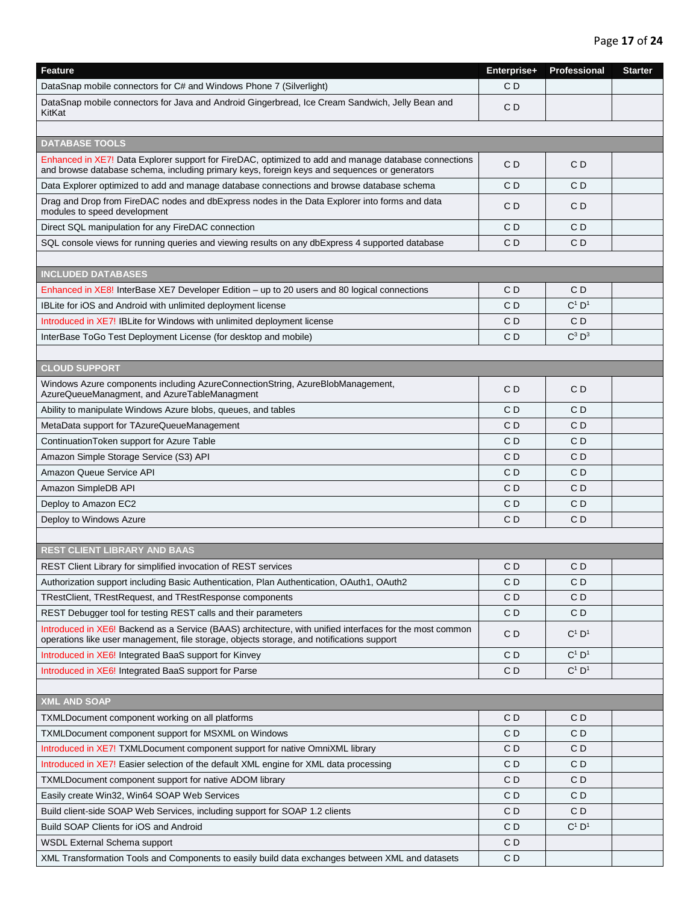| Feature | Enterprise+ | Professional | Starter |
|---|---|---|---|
| DataSnap mobile connectors for C# and Windows Phone 7 (Silverlight) | C D | | |
| DataSnap mobile connectors for Java and Android Gingerbread, Ice Cream Sandwich, Jelly Bean and KitKat | C D | | |
| | | | |
| **DATABASE TOOLS** | | | |
| Enhanced in XE7! Data Explorer support for FireDAC, optimized to add and manage database connections and browse database schema, including primary keys, foreign keys and sequences or generators | C D | C D | |
| Data Explorer optimized to add and manage database connections and browse database schema | C D | C D | |
| Drag and Drop from FireDAC nodes and dbExpress nodes in the Data Explorer into forms and data modules to speed development | C D | C D | |
| Direct SQL manipulation for any FireDAC connection | C D | C D | |
| SQL console views for running queries and viewing results on any dbExpress 4 supported database | C D | C D | |
| | | | |
| **INCLUDED DATABASES** | | | |
| Enhanced in XE8! InterBase XE7 Developer Edition – up to 20 users and 80 logical connections | C D | C D | |
| IBLite for iOS and Android with unlimited deployment license | C D | C[1] D[1] | |
| Introduced in XE7! IBLite for Windows with unlimited deployment license | C D | C D | |
| InterBase ToGo Test Deployment License (for desktop and mobile) | C D | C[3] D[3] | |
| | | | |
| **CLOUD SUPPORT** | | | |
| Windows Azure components including AzureConnectionString, AzureBlobManagement, AzureQueueManagment, and AzureTableManagment | C D | C D | |
| Ability to manipulate Windows Azure blobs, queues, and tables | C D | C D | |
| MetaData support for TAzureQueueManagement | C D | C D | |
| ContinuationToken support for Azure Table | C D | C D | |
| Amazon Simple Storage Service (S3) API | C D | C D | |
| Amazon Queue Service API | C D | C D | |
| Amazon SimpleDB API | C D | C D | |
| Deploy to Amazon EC2 | C D | C D | |
| Deploy to Windows Azure | C D | C D | |
| | | | |
| **REST CLIENT LIBRARY AND BAAS** | | | |
| REST Client Library for simplified invocation of REST services | C D | C D | |
| Authorization support including Basic Authentication, Plan Authentication, OAuth1, OAuth2 | C D | C D | |
| TRestClient, TRestRequest, and TRestResponse components | C D | C D | |
| REST Debugger tool for testing REST calls and their parameters | C D | C D | |
| Introduced in XE6! Backend as a Service (BAAS) architecture, with unified interfaces for the most common operations like user management, file storage, objects storage, and notifications support | C D | C[1] D[1] | |
| Introduced in XE6! Integrated BaaS support for Kinvey | C D | C[1] D[1] | |
| Introduced in XE6! Integrated BaaS support for Parse | C D | C[1] D[1] | |
| | | | |
| **XML AND SOAP** | | | |
| TXMLDocument component working on all platforms | C D | C D | |
| TXMLDocument component support for MSXML on Windows | C D | C D | |
| Introduced in XE7! TXMLDocument component support for native OmniXML library | C D | C D | |
| Introduced in XE7! Easier selection of the default XML engine for XML data processing | C D | C D | |
| TXMLDocument component support for native ADOM library | C D | C D | |
| Easily create Win32, Win64 SOAP Web Services | C D | C D | |
| Build client-side SOAP Web Services, including support for SOAP 1.2 clients | C D | C D | |
| Build SOAP Clients for iOS and Android | C D | C[1] D[1] | |
| WSDL External Schema support | C D | | |
| XML Transformation Tools and Components to easily build data exchanges between XML and datasets | C D | | |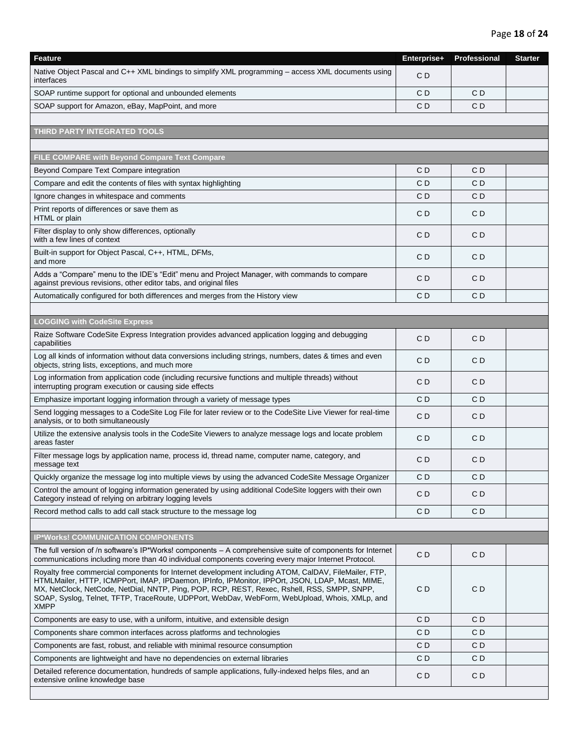| Feature | Enterprise+ | Professional | Starter |
|---|---|---|---|
| Native Object Pascal and C++ XML bindings to simplify XML programming – access XML documents using interfaces | C D | | |
| SOAP runtime support for optional and unbounded elements | C D | C D | |
| SOAP support for Amazon, eBay, MapPoint, and more | C D | C D | |
| | | | |
| **THIRD PARTY INTEGRATED TOOLS** | | | |
| | | | |
| **FILE COMPARE with Beyond Compare Text Compare** | | | |
| Beyond Compare Text Compare integration | C D | C D | |
| Compare and edit the contents of files with syntax highlighting | C D | C D | |
| Ignore changes in whitespace and comments | C D | C D | |
| Print reports of differences or save them as HTML or plain | C D | C D | |
| Filter display to only show differences, optionally with a few lines of context | C D | C D | |
| Built-in support for Object Pascal, C++, HTML, DFMs, and more | C D | C D | |
| Adds a “Compare” menu to the IDE’s “Edit” menu and Project Manager, with commands to compare against previous revisions, other editor tabs, and original files | C D | C D | |
| Automatically configured for both differences and merges from the History view | C D | C D | |
| | | | |
| **LOGGING with CodeSite Express** | | | |
| Raize Software CodeSite Express Integration provides advanced application logging and debugging capabilities | C D | C D | |
| Log all kinds of information without data conversions including strings, numbers, dates & times and even objects, string lists, exceptions, and much more | C D | C D | |
| Log information from application code (including recursive functions and multiple threads) without interrupting program execution or causing side effects | C D | C D | |
| Emphasize important logging information through a variety of message types | C D | C D | |
| Send logging messages to a CodeSite Log File for later review or to the CodeSite Live Viewer for real-time analysis, or to both simultaneously | C D | C D | |
| Utilize the extensive analysis tools in the CodeSite Viewers to analyze message logs and locate problem areas faster | C D | C D | |
| Filter message logs by application name, process id, thread name, computer name, category, and message text | C D | C D | |
| Quickly organize the message log into multiple views by using the advanced CodeSite Message Organizer | C D | C D | |
| Control the amount of logging information generated by using additional CodeSite loggers with their own Category instead of relying on arbitrary logging levels | C D | C D | |
| Record method calls to add call stack structure to the message log | C D | C D | |
| | | | |
| **IP*Works! COMMUNICATION COMPONENTS** | | | |
| The full version of /n software’s IP*Works! components – A comprehensive suite of components for Internet communications including more than 40 individual components covering every major Internet Protocol. | C D | C D | |
| Royalty free commercial components for Internet development including ATOM, CalDAV, FileMailer, FTP, HTMLMailer, HTTP, ICMPPort, IMAP, IPDaemon, IPInfo, IPMonitor, IPPOrt, JSON, LDAP, Mcast, MIME, MX, NetClock, NetCode, NetDial, NNTP, Ping, POP, RCP, REST, Rexec, Rshell, RSS, SMPP, SNPP, SOAP, Syslog, Telnet, TFTP, TraceRoute, UDPPort, WebDav, WebForm, WebUpload, Whois, XMLp, and XMPP | C D | C D | |
| Components are easy to use, with a uniform, intuitive, and extensible design | C D | C D | |
| Components share common interfaces across platforms and technologies | C D | C D | |
| Components are fast, robust, and reliable with minimal resource consumption | C D | C D | |
| Components are lightweight and have no dependencies on external libraries | C D | C D | |
| Detailed reference documentation, hundreds of sample applications, fully-indexed helps files, and an extensive online knowledge base | C D | C D | |
| | | | |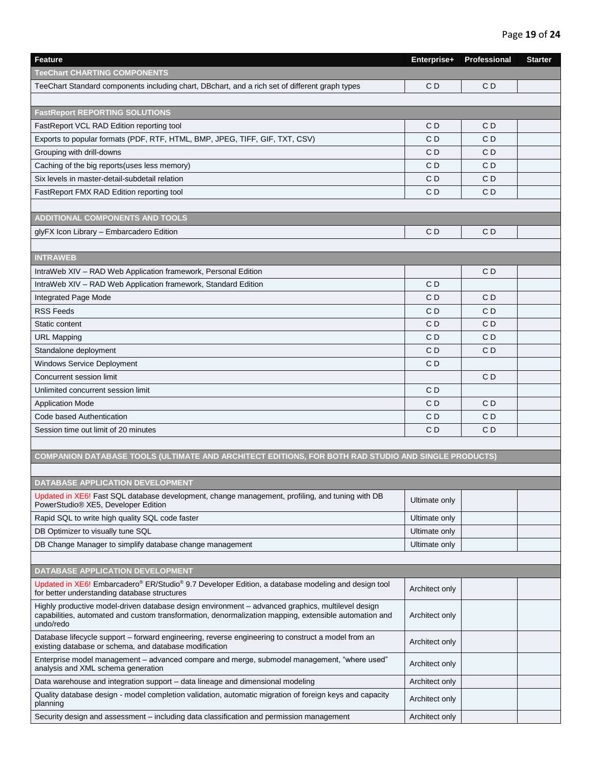| Feature | Enterprise+ | Professional | Starter |
|---|---|---|---|
| **TeeChart CHARTING COMPONENTS** | | | |
| TeeChart Standard components including chart, DBchart, and a rich set of different graph types | C D | C D | |
| | | | |
| **FastReport REPORTING SOLUTIONS** | | | |
| FastReport VCL RAD Edition reporting tool | C D | C D | |
| Exports to popular formats (PDF, RTF, HTML, BMP, JPEG, TIFF, GIF, TXT, CSV) | C D | C D | |
| Grouping with drill-downs | C D | C D | |
| Caching of the big reports(uses less memory) | C D | C D | |
| Six levels in master-detail-subdetail relation | C D | C D | |
| FastReport FMX RAD Edition reporting tool | C D | C D | |
| | | | |
| **ADDITIONAL COMPONENTS AND TOOLS** | | | |
| glyFX Icon Library – Embarcadero Edition | C D | C D | |
| | | | |
| **INTRAWEB** | | | |
| IntraWeb XIV – RAD Web Application framework, Personal Edition | | C D | |
| IntraWeb XIV – RAD Web Application framework, Standard Edition | C D | | |
| Integrated Page Mode | C D | C D | |
| RSS Feeds | C D | C D | |
| Static content | C D | C D | |
| URL Mapping | C D | C D | |
| Standalone deployment | C D | C D | |
| Windows Service Deployment | C D | | |
| Concurrent session limit | | C D | |
| Unlimited concurrent session limit | C D | | |
| Application Mode | C D | C D | |
| Code based Authentication | C D | C D | |
| Session time out limit of 20 minutes | C D | C D | |
| | | | |
| **COMPANION DATABASE TOOLS (ULTIMATE AND ARCHITECT EDITIONS, FOR BOTH RAD STUDIO AND SINGLE PRODUCTS)** | | | |
| | | | |
| **DATABASE APPLICATION DEVELOPMENT** | | | |
| Updated in XE6! Fast SQL database development, change management, profiling, and tuning with DB PowerStudio® XE5, Developer Edition | Ultimate only | | |
| Rapid SQL to write high quality SQL code faster | Ultimate only | | |
| DB Optimizer to visually tune SQL | Ultimate only | | |
| DB Change Manager to simplify database change management | Ultimate only | | |
| | | | |
| **DATABASE APPLICATION DEVELOPMENT** | | | |
| Updated in XE6! Embarcadero® ER/Studio® 9.7 Developer Edition, a database modeling and design tool for better understanding database structures | Architect only | | |
| Highly productive model-driven database design environment – advanced graphics, multilevel design capabilities, automated and custom transformation, denormalization mapping, extensible automation and undo/redo | Architect only | | |
| Database lifecycle support – forward engineering, reverse engineering to construct a model from an existing database or schema, and database modification | Architect only | | |
| Enterprise model management – advanced compare and merge, submodel management, “where used” analysis and XML schema generation | Architect only | | |
| Data warehouse and integration support – data lineage and dimensional modeling | Architect only | | |
| Quality database design - model completion validation, automatic migration of foreign keys and capacity planning | Architect only | | |
| Security design and assessment – including data classification and permission management | Architect only | | |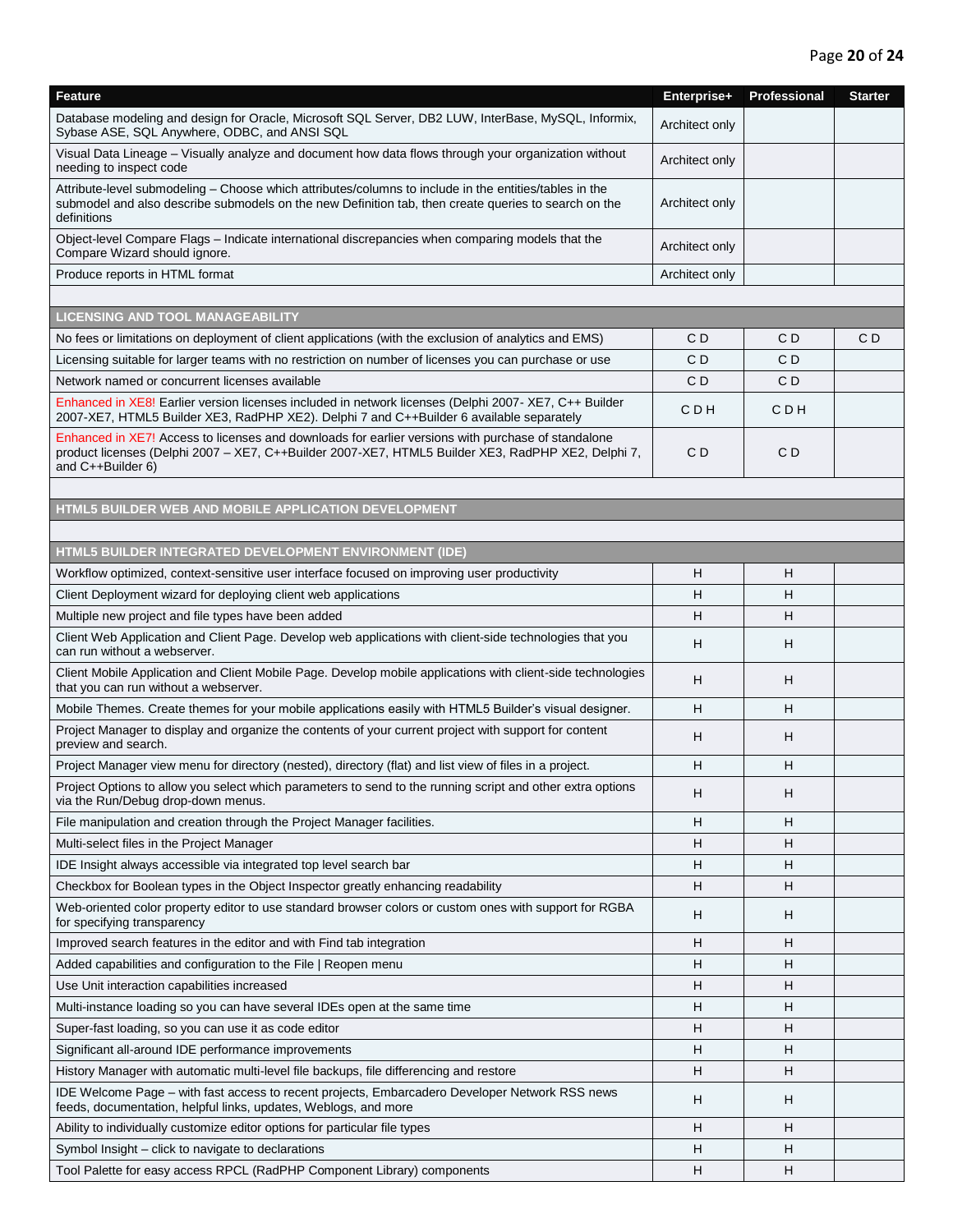| Feature | Enterprise+ | Professional | Starter |
|---|---|---|---|
| Database modeling and design for Oracle, Microsoft SQL Server, DB2 LUW, InterBase, MySQL, Informix, Sybase ASE, SQL Anywhere, ODBC, and ANSI SQL | Architect only | | |
| Visual Data Lineage – Visually analyze and document how data flows through your organization without needing to inspect code | Architect only | | |
| Attribute-level submodeling – Choose which attributes/columns to include in the entities/tables in the submodel and also describe submodels on the new Definition tab, then create queries to search on the definitions | Architect only | | |
| Object-level Compare Flags – Indicate international discrepancies when comparing models that the Compare Wizard should ignore. | Architect only | | |
| Produce reports in HTML format | Architect only | | |
| | | | |
| **LICENSING AND TOOL MANAGEABILITY** | | | |
| No fees or limitations on deployment of client applications (with the exclusion of analytics and EMS) | C D | C D | C D |
| Licensing suitable for larger teams with no restriction on number of licenses you can purchase or use | C D | C D | |
| Network named or concurrent licenses available | C D | C D | |
| Enhanced in XE8! Earlier version licenses included in network licenses (Delphi 2007- XE7, C++ Builder 2007-XE7, HTML5 Builder XE3, RadPHP XE2). Delphi 7 and C++Builder 6 available separately | C D H | C D H | |
| Enhanced in XE7! Access to licenses and downloads for earlier versions with purchase of standalone product licenses (Delphi 2007 – XE7, C++Builder 2007-XE7, HTML5 Builder XE3, RadPHP XE2, Delphi 7, and C++Builder 6) | C D | C D | |
| | | | |
| **HTML5 BUILDER WEB AND MOBILE APPLICATION DEVELOPMENT** | | | |
| | | | |
| **HTML5 BUILDER INTEGRATED DEVELOPMENT ENVIRONMENT (IDE)** | | | |
| Workflow optimized, context-sensitive user interface focused on improving user productivity | H | H | |
| Client Deployment wizard for deploying client web applications | H | H | |
| Multiple new project and file types have been added | H | H | |
| Client Web Application and Client Page. Develop web applications with client-side technologies that you can run without a webserver. | H | H | |
| Client Mobile Application and Client Mobile Page. Develop mobile applications with client-side technologies that you can run without a webserver. | H | H | |
| Mobile Themes. Create themes for your mobile applications easily with HTML5 Builder's visual designer. | H | H | |
| Project Manager to display and organize the contents of your current project with support for content preview and search. | H | H | |
| Project Manager view menu for directory (nested), directory (flat) and list view of files in a project. | H | H | |
| Project Options to allow you select which parameters to send to the running script and other extra options via the Run/Debug drop-down menus. | H | H | |
| File manipulation and creation through the Project Manager facilities. | H | H | |
| Multi-select files in the Project Manager | H | H | |
| IDE Insight always accessible via integrated top level search bar | H | H | |
| Checkbox for Boolean types in the Object Inspector greatly enhancing readability | H | H | |
| Web-oriented color property editor to use standard browser colors or custom ones with support for RGBA for specifying transparency | H | H | |
| Improved search features in the editor and with Find tab integration | H | H | |
| Added capabilities and configuration to the File \| Reopen menu | H | H | |
| Use Unit interaction capabilities increased | H | H | |
| Multi-instance loading so you can have several IDEs open at the same time | H | H | |
| Super-fast loading, so you can use it as code editor | H | H | |
| Significant all-around IDE performance improvements | H | H | |
| History Manager with automatic multi-level file backups, file differencing and restore | H | H | |
| IDE Welcome Page – with fast access to recent projects, Embarcadero Developer Network RSS news feeds, documentation, helpful links, updates, Weblogs, and more | H | H | |
| Ability to individually customize editor options for particular file types | H | H | |
| Symbol Insight – click to navigate to declarations | H | H | |
| Tool Palette for easy access RPCL (RadPHP Component Library) components | H | H | |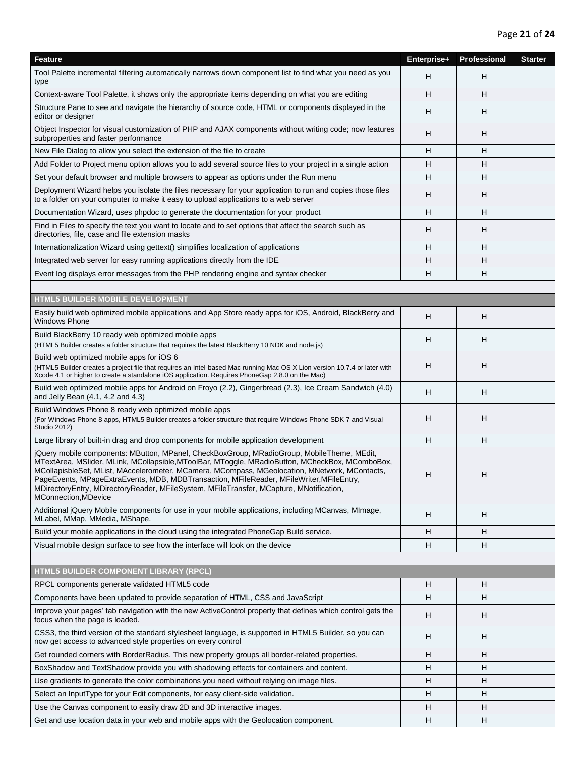| Feature | Enterprise+ | Professional | Starter |
| --- | --- | --- | --- |
| Tool Palette incremental filtering automatically narrows down component list to find what you need as you type | H | H | |
| Context-aware Tool Palette, it shows only the appropriate items depending on what you are editing | H | H | |
| Structure Pane to see and navigate the hierarchy of source code, HTML or components displayed in the editor or designer | H | H | |
| Object Inspector for visual customization of PHP and AJAX components without writing code; now features subproperties and faster performance | H | H | |
| New File Dialog to allow you select the extension of the file to create | H | H | |
| Add Folder to Project menu option allows you to add several source files to your project in a single action | H | H | |
| Set your default browser and multiple browsers to appear as options under the Run menu | H | H | |
| Deployment Wizard helps you isolate the files necessary for your application to run and copies those files to a folder on your computer to make it easy to upload applications to a web server | H | H | |
| Documentation Wizard, uses phpdoc to generate the documentation for your product | H | H | |
| Find in Files to specify the text you want to locate and to set options that affect the search such as directories, file, case and file extension masks | H | H | |
| Internationalization Wizard using gettext() simplifies localization of applications | H | H | |
| Integrated web server for easy running applications directly from the IDE | H | H | |
| Event log displays error messages from the PHP rendering engine and syntax checker | H | H | |
| | | | |
| **HTML5 BUILDER MOBILE DEVELOPMENT** | | | |
| Easily build web optimized mobile applications and App Store ready apps for iOS, Android, BlackBerry and Windows Phone | H | H | |
| Build BlackBerry 10 ready web optimized mobile apps (HTML5 Builder creates a folder structure that requires the latest BlackBerry 10 NDK and node.js) | H | H | |
| Build web optimized mobile apps for iOS 6 (HTML5 Builder creates a project file that requires an Intel-based Mac running Mac OS X Lion version 10.7.4 or later with Xcode 4.1 or higher to create a standalone iOS application. Requires PhoneGap 2.8.0 on the Mac) | H | H | |
| Build web optimized mobile apps for Android on Froyo (2.2), Gingerbread (2.3), Ice Cream Sandwich (4.0) and Jelly Bean (4.1, 4.2 and 4.3) | H | H | |
| Build Windows Phone 8 ready web optimized mobile apps (For Windows Phone 8 apps, HTML5 Builder creates a folder structure that require Windows Phone SDK 7 and Visual Studio 2012) | H | H | |
| Large library of built-in drag and drop components for mobile application development | H | H | |
| jQuery mobile components: MButton, MPanel, CheckBoxGroup, MRadioGroup, MobileTheme, MEdit, MTextArea, MSlider, MLink, MCollapsible,MToolBar, MToggle, MRadioButton, MCheckBox, MComboBox, MCollapisbleSet, MList, MAccelerometer, MCamera, MCompass, MGeolocation, MNetwork, MContacts, PageEvents, MPageExtraEvents, MDB, MDBTransaction, MFileReader, MFileWriter,MFileEntry, MDirectoryEntry, MDirectoryReader, MFileSystem, MFileTransfer, MCapture, MNotification, MConnection,MDevice | H | H | |
| Additional jQuery Mobile components for use in your mobile applications, including MCanvas, MImage, MLabel, MMap, MMedia, MShape. | H | H | |
| Build your mobile applications in the cloud using the integrated PhoneGap Build service. | H | H | |
| Visual mobile design surface to see how the interface will look on the device | H | H | |
| | | | |
| **HTML5 BUILDER COMPONENT LIBRARY (RPCL)** | | | |
| RPCL components generate validated HTML5 code | H | H | |
| Components have been updated to provide separation of HTML, CSS and JavaScript | H | H | |
| Improve your pages' tab navigation with the new ActiveControl property that defines which control gets the focus when the page is loaded. | H | H | |
| CSS3, the third version of the standard stylesheet language, is supported in HTML5 Builder, so you can now get access to advanced style properties on every control | H | H | |
| Get rounded corners with BorderRadius. This new property groups all border-related properties, | H | H | |
| BoxShadow and TextShadow provide you with shadowing effects for containers and content. | H | H | |
| Use gradients to generate the color combinations you need without relying on image files. | H | H | |
| Select an InputType for your Edit components, for easy client-side validation. | H | H | |
| Use the Canvas component to easily draw 2D and 3D interactive images. | H | H | |
| Get and use location data in your web and mobile apps with the Geolocation component. | H | H | |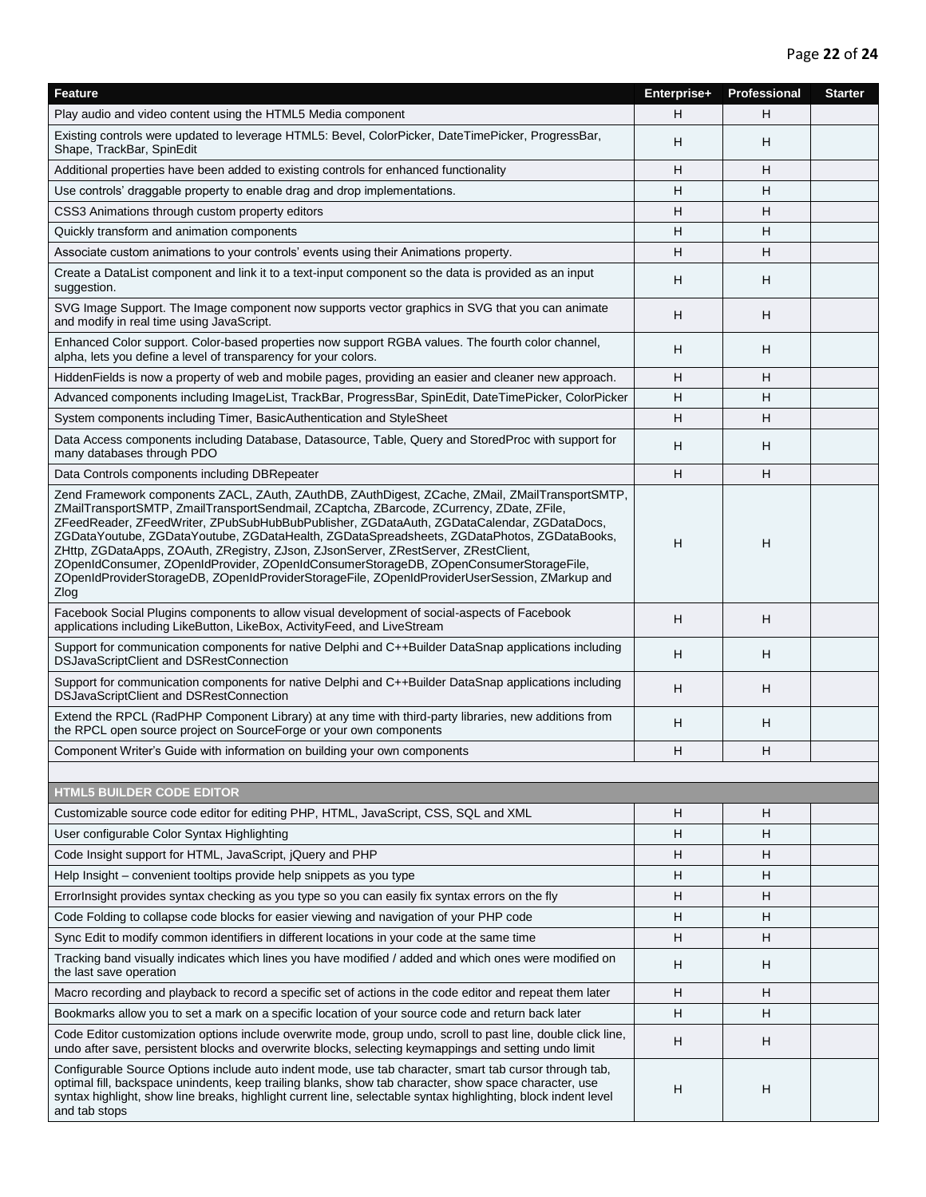| Feature | Enterprise+ | Professional | Starter |
|---|---|---|---|
| Play audio and video content using the HTML5 Media component | H | H | |
| Existing controls were updated to leverage HTML5: Bevel, ColorPicker, DateTimePicker, ProgressBar, Shape, TrackBar, SpinEdit | H | H | |
| Additional properties have been added to existing controls for enhanced functionality | H | H | |
| Use controls' draggable property to enable drag and drop implementations. | H | H | |
| CSS3 Animations through custom property editors | H | H | |
| Quickly transform and animation components | H | H | |
| Associate custom animations to your controls' events using their Animations property. | H | H | |
| Create a DataList component and link it to a text-input component so the data is provided as an input suggestion. | H | H | |
| SVG Image Support. The Image component now supports vector graphics in SVG that you can animate and modify in real time using JavaScript. | H | H | |
| Enhanced Color support. Color-based properties now support RGBA values. The fourth color channel, alpha, lets you define a level of transparency for your colors. | H | H | |
| HiddenFields is now a property of web and mobile pages, providing an easier and cleaner new approach. | H | H | |
| Advanced components including ImageList, TrackBar, ProgressBar, SpinEdit, DateTimePicker, ColorPicker | H | H | |
| System components including Timer, BasicAuthentication and StyleSheet | H | H | |
| Data Access components including Database, Datasource, Table, Query and StoredProc with support for many databases through PDO | H | H | |
| Data Controls components including DBRepeater | H | H | |
| Zend Framework components ZACL, ZAuth, ZAuthDB, ZAuthDigest, ZCache, ZMail, ZMailTransportSMTP, ZMailTransportSMTP, ZmailTransportSendmail, ZCaptcha, ZBarcode, ZCurrency, ZDate, ZFile, ZFeedReader, ZFeedWriter, ZPubSubHubBubPublisher, ZGDataAuth, ZGDataCalendar, ZGDataDocs, ZGDataYoutube, ZGDataYoutube, ZGDataHealth, ZGDataSpreadsheets, ZGDataPhotos, ZGDataBooks, ZHttp, ZGDataApps, ZOAuth, ZRegistry, ZJson, ZJsonServer, ZRestServer, ZRestClient, ZOpenIdConsumer, ZOpenIdProvider, ZOpenIdConsumerStorageDB, ZOpenConsumerStorageFile, ZOpenIdProviderStorageDB, ZOpenIdProviderStorageFile, ZOpenIdProviderUserSession, ZMarkup and Zlog | H | H | |
| Facebook Social Plugins components to allow visual development of social-aspects of Facebook applications including LikeButton, LikeBox, ActivityFeed, and LiveStream | H | H | |
| Support for communication components for native Delphi and C++Builder DataSnap applications including DSJavaScriptClient and DSRestConnection | H | H | |
| Support for communication components for native Delphi and C++Builder DataSnap applications including DSJavaScriptClient and DSRestConnection | H | H | |
| Extend the RPCL (RadPHP Component Library) at any time with third-party libraries, new additions from the RPCL open source project on SourceForge or your own components | H | H | |
| Component Writer's Guide with information on building your own components | H | H | |
| | | | |
| **HTML5 BUILDER CODE EDITOR** | | | |
| Customizable source code editor for editing PHP, HTML, JavaScript, CSS, SQL and XML | H | H | |
| User configurable Color Syntax Highlighting | H | H | |
| Code Insight support for HTML, JavaScript, jQuery and PHP | H | H | |
| Help Insight – convenient tooltips provide help snippets as you type | H | H | |
| ErrorInsight provides syntax checking as you type so you can easily fix syntax errors on the fly | H | H | |
| Code Folding to collapse code blocks for easier viewing and navigation of your PHP code | H | H | |
| Sync Edit to modify common identifiers in different locations in your code at the same time | H | H | |
| Tracking band visually indicates which lines you have modified / added and which ones were modified on the last save operation | H | H | |
| Macro recording and playback to record a specific set of actions in the code editor and repeat them later | H | H | |
| Bookmarks allow you to set a mark on a specific location of your source code and return back later | H | H | |
| Code Editor customization options include overwrite mode, group undo, scroll to past line, double click line, undo after save, persistent blocks and overwrite blocks, selecting keymappings and setting undo limit | H | H | |
| Configurable Source Options include auto indent mode, use tab character, smart tab cursor through tab, optimal fill, backspace unindents, keep trailing blanks, show tab character, show space character, use syntax highlight, show line breaks, highlight current line, selectable syntax highlighting, block indent level and tab stops | H | H | |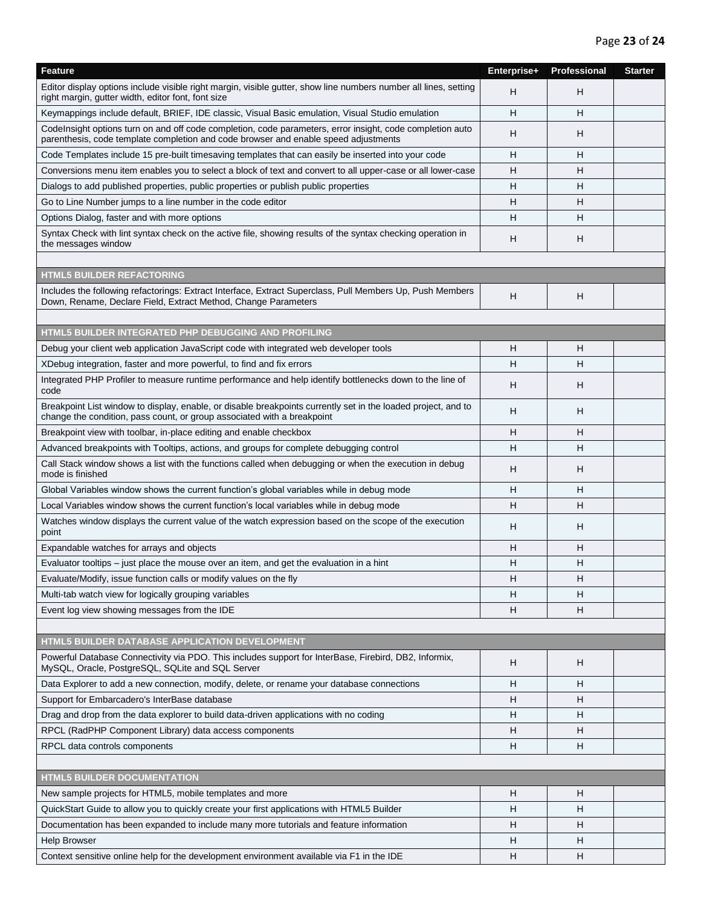| Feature | Enterprise+ | Professional | Starter |
|---|---|---|---|
| Editor display options include visible right margin, visible gutter, show line numbers number all lines, setting right margin, gutter width, editor font, font size | H | H | |
| Keymappings include default, BRIEF, IDE classic, Visual Basic emulation, Visual Studio emulation | H | H | |
| CodeInsight options turn on and off code completion, code parameters, error insight, code completion auto parenthesis, code template completion and code browser and enable speed adjustments | H | H | |
| Code Templates include 15 pre-built timesaving templates that can easily be inserted into your code | H | H | |
| Conversions menu item enables you to select a block of text and convert to all upper-case or all lower-case | H | H | |
| Dialogs to add published properties, public properties or publish public properties | H | H | |
| Go to Line Number jumps to a line number in the code editor | H | H | |
| Options Dialog, faster and with more options | H | H | |
| Syntax Check with lint syntax check on the active file, showing results of the syntax checking operation in the messages window | H | H | |
| | | | |
| **HTML5 BUILDER REFACTORING** | | | |
| Includes the following refactorings: Extract Interface, Extract Superclass, Pull Members Up, Push Members Down, Rename, Declare Field, Extract Method, Change Parameters | H | H | |
| | | | |
| **HTML5 BUILDER INTEGRATED PHP DEBUGGING AND PROFILING** | | | |
| Debug your client web application JavaScript code with integrated web developer tools | H | H | |
| XDebug integration, faster and more powerful, to find and fix errors | H | H | |
| Integrated PHP Profiler to measure runtime performance and help identify bottlenecks down to the line of code | H | H | |
| Breakpoint List window to display, enable, or disable breakpoints currently set in the loaded project, and to change the condition, pass count, or group associated with a breakpoint | H | H | |
| Breakpoint view with toolbar, in-place editing and enable checkbox | H | H | |
| Advanced breakpoints with Tooltips, actions, and groups for complete debugging control | H | H | |
| Call Stack window shows a list with the functions called when debugging or when the execution in debug mode is finished | H | H | |
| Global Variables window shows the current function's global variables while in debug mode | H | H | |
| Local Variables window shows the current function's local variables while in debug mode | H | H | |
| Watches window displays the current value of the watch expression based on the scope of the execution point | H | H | |
| Expandable watches for arrays and objects | H | H | |
| Evaluator tooltips – just place the mouse over an item, and get the evaluation in a hint | H | H | |
| Evaluate/Modify, issue function calls or modify values on the fly | H | H | |
| Multi-tab watch view for logically grouping variables | H | H | |
| Event log view showing messages from the IDE | H | H | |
| | | | |
| **HTML5 BUILDER DATABASE APPLICATION DEVELOPMENT** | | | |
| Powerful Database Connectivity via PDO. This includes support for InterBase, Firebird, DB2, Informix, MySQL, Oracle, PostgreSQL, SQLite and SQL Server | H | H | |
| Data Explorer to add a new connection, modify, delete, or rename your database connections | H | H | |
| Support for Embarcadero's InterBase database | H | H | |
| Drag and drop from the data explorer to build data-driven applications with no coding | H | H | |
| RPCL (RadPHP Component Library) data access components | H | H | |
| RPCL data controls components | H | H | |
| | | | |
| **HTML5 BUILDER DOCUMENTATION** | | | |
| New sample projects for HTML5, mobile templates and more | H | H | |
| QuickStart Guide to allow you to quickly create your first applications with HTML5 Builder | H | H | |
| Documentation has been expanded to include many more tutorials and feature information | H | H | |
| Help Browser | H | H | |
| Context sensitive online help for the development environment available via F1 in the IDE | H | H | |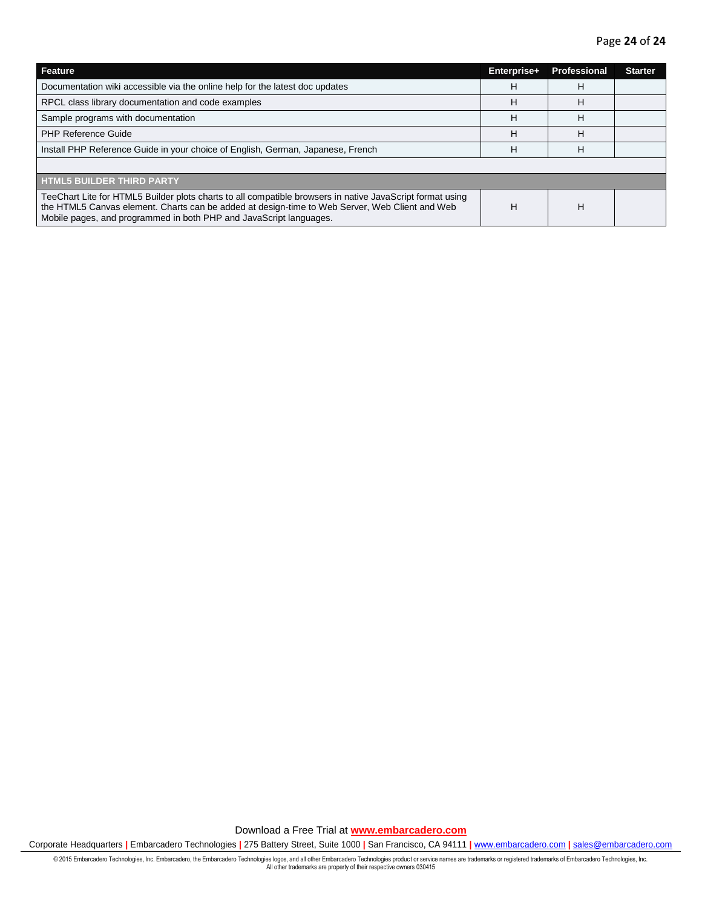| Feature | Enterprise+ | Professional | Starter |
|---|---|---|---|
| Documentation wiki accessible via the online help for the latest doc updates | H | H | |
| RPCL class library documentation and code examples | H | H | |
| Sample programs with documentation | H | H | |
| PHP Reference Guide | H | H | |
| Install PHP Reference Guide in your choice of English, German, Japanese, French | H | H | |
| | | | |
| **HTML5 BUILDER THIRD PARTY** | | | |
| TeeChart Lite for HTML5 Builder plots charts to all compatible browsers in native JavaScript format using the HTML5 Canvas element. Charts can be added at design-time to Web Server, Web Client and Web Mobile pages, and programmed in both PHP and JavaScript languages. | H | H | |

Download a Free Trial at **www.embarcadero.com**

Corporate Headquarters | Embarcadero Technologies | 275 Battery Street, Suite 1000 | San Francisco, CA 94111 | www.embarcadero.com | sales@embarcadero.com

© 2015 Embarcadero Technologies, Inc. Embarcadero, the Embarcadero Technologies logos, and all other Embarcadero Technologies product or service names are trademarks or registered trademarks of Embarcadero Technologies, Inc. All other trademarks are property of their respective owners 030415